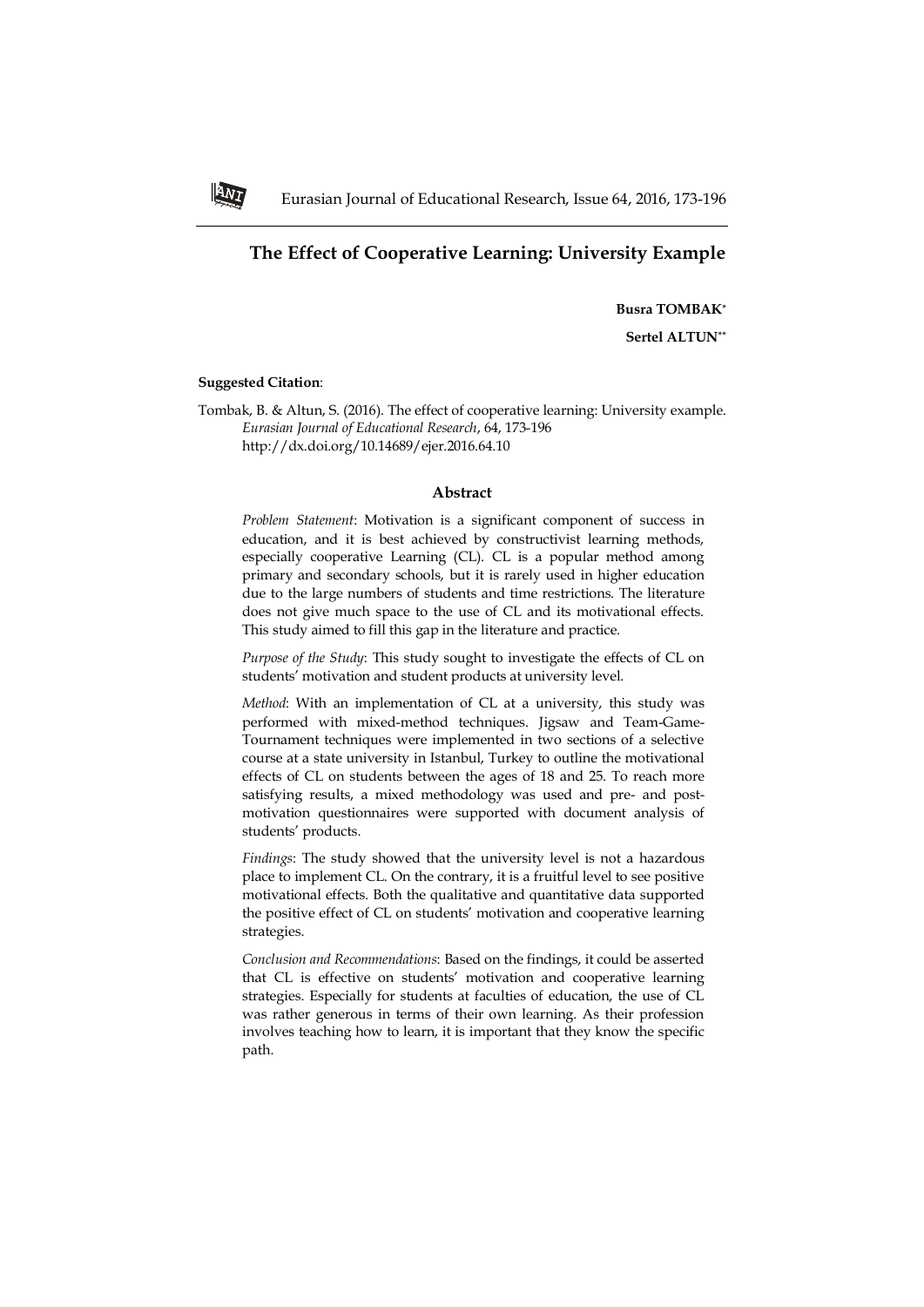# The Effect of Cooperative Learning: University Example

**Busra TOMBAK**[*]

**Sertel ALTUN**[**]

**Suggested Citation**:

Tombak, B. & Altun, S. (2016). The effect of cooperative learning: University example. *Eurasian Journal of Educational Research*, 64, 173-196 http://dx.doi.org/10.14689/ejer.2016.64.10

## Abstract

*Problem Statement*: Motivation is a significant component of success in education, and it is best achieved by constructivist learning methods, especially cooperative Learning (CL). CL is a popular method among primary and secondary schools, but it is rarely used in higher education due to the large numbers of students and time restrictions. The literature does not give much space to the use of CL and its motivational effects. This study aimed to fill this gap in the literature and practice.

*Purpose of the Study*: This study sought to investigate the effects of CL on students' motivation and student products at university level.

*Method*: With an implementation of CL at a university, this study was performed with mixed-method techniques. Jigsaw and Team-Game-Tournament techniques were implemented in two sections of a selective course at a state university in Istanbul, Turkey to outline the motivational effects of CL on students between the ages of 18 and 25. To reach more satisfying results, a mixed methodology was used and pre- and post-motivation questionnaires were supported with document analysis of students' products.

*Findings*: The study showed that the university level is not a hazardous place to implement CL. On the contrary, it is a fruitful level to see positive motivational effects. Both the qualitative and quantitative data supported the positive effect of CL on students' motivation and cooperative learning strategies.

*Conclusion and Recommendations*: Based on the findings, it could be asserted that CL is effective on students' motivation and cooperative learning strategies. Especially for students at faculties of education, the use of CL was rather generous in terms of their own learning. As their profession involves teaching how to learn, it is important that they know the specific path.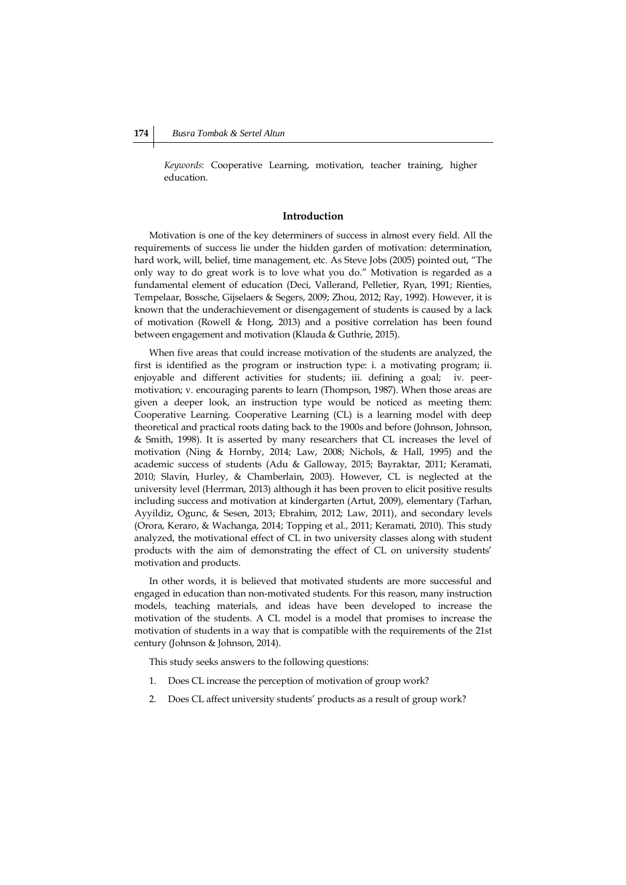*Keywords*: Cooperative Learning, motivation, teacher training, higher education.

## Introduction

Motivation is one of the key determiners of success in almost every field. All the requirements of success lie under the hidden garden of motivation: determination, hard work, will, belief, time management, etc. As Steve Jobs (2005) pointed out, "The only way to do great work is to love what you do." Motivation is regarded as a fundamental element of education (Deci, Vallerand, Pelletier, Ryan, 1991; Rienties, Tempelaar, Bossche, Gijselaers & Segers, 2009; Zhou, 2012; Ray, 1992). However, it is known that the underachievement or disengagement of students is caused by a lack of motivation (Rowell & Hong, 2013) and a positive correlation has been found between engagement and motivation (Klauda & Guthrie, 2015).

When five areas that could increase motivation of the students are analyzed, the first is identified as the program or instruction type: i. a motivating program; ii. enjoyable and different activities for students; iii. defining a goal; iv. peer-motivation; v. encouraging parents to learn (Thompson, 1987). When those areas are given a deeper look, an instruction type would be noticed as meeting them: Cooperative Learning. Cooperative Learning (CL) is a learning model with deep theoretical and practical roots dating back to the 1900s and before (Johnson, Johnson, & Smith, 1998). It is asserted by many researchers that CL increases the level of motivation (Ning & Hornby, 2014; Law, 2008; Nichols, & Hall, 1995) and the academic success of students (Adu & Galloway, 2015; Bayraktar, 2011; Keramati, 2010; Slavin, Hurley, & Chamberlain, 2003). However, CL is neglected at the university level (Herrman, 2013) although it has been proven to elicit positive results including success and motivation at kindergarten (Artut, 2009), elementary (Tarhan, Ayyildiz, Ogunc, & Sesen, 2013; Ebrahim, 2012; Law, 2011), and secondary levels (Orora, Keraro, & Wachanga, 2014; Topping et al., 2011; Keramati, 2010). This study analyzed, the motivational effect of CL in two university classes along with student products with the aim of demonstrating the effect of CL on university students' motivation and products.

In other words, it is believed that motivated students are more successful and engaged in education than non-motivated students. For this reason, many instruction models, teaching materials, and ideas have been developed to increase the motivation of the students. A CL model is a model that promises to increase the motivation of students in a way that is compatible with the requirements of the 21st century (Johnson & Johnson, 2014).

This study seeks answers to the following questions:

1. Does CL increase the perception of motivation of group work?
2. Does CL affect university students' products as a result of group work?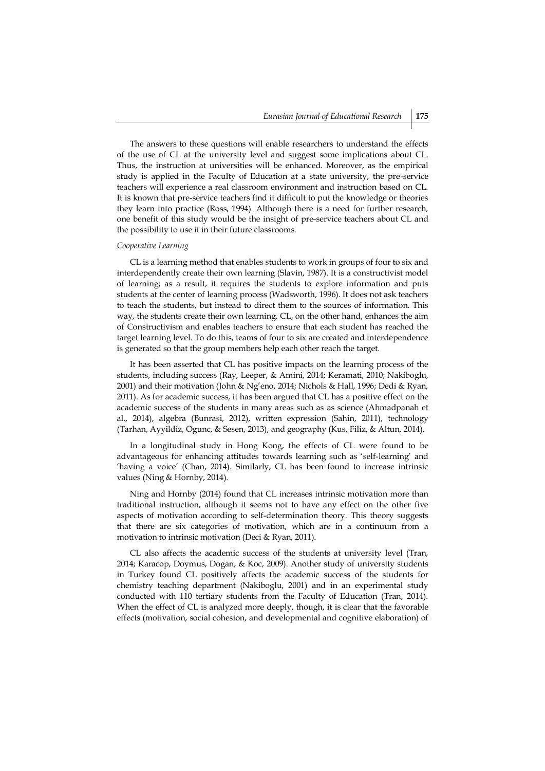The answers to these questions will enable researchers to understand the effects of the use of CL at the university level and suggest some implications about CL. Thus, the instruction at universities will be enhanced. Moreover, as the empirical study is applied in the Faculty of Education at a state university, the pre-service teachers will experience a real classroom environment and instruction based on CL. It is known that pre-service teachers find it difficult to put the knowledge or theories they learn into practice (Ross, 1994). Although there is a need for further research, one benefit of this study would be the insight of pre-service teachers about CL and the possibility to use it in their future classrooms.

*Cooperative Learning*

CL is a learning method that enables students to work in groups of four to six and interdependently create their own learning (Slavin, 1987). It is a constructivist model of learning; as a result, it requires the students to explore information and puts students at the center of learning process (Wadsworth, 1996). It does not ask teachers to teach the students, but instead to direct them to the sources of information. This way, the students create their own learning. CL, on the other hand, enhances the aim of Constructivism and enables teachers to ensure that each student has reached the target learning level. To do this, teams of four to six are created and interdependence is generated so that the group members help each other reach the target.

It has been asserted that CL has positive impacts on the learning process of the students, including success (Ray, Leeper, & Amini, 2014; Keramati, 2010; Nakiboglu, 2001) and their motivation (John & Ng'eno, 2014; Nichols & Hall, 1996; Dedi & Ryan, 2011). As for academic success, it has been argued that CL has a positive effect on the academic success of the students in many areas such as as science (Ahmadpanah et al., 2014), algebra (Bunrasi, 2012), written expression (Sahin, 2011), technology (Tarhan, Ayyildiz, Ogunc, & Sesen, 2013), and geography (Kus, Filiz, & Altun, 2014).

In a longitudinal study in Hong Kong, the effects of CL were found to be advantageous for enhancing attitudes towards learning such as 'self-learning' and 'having a voice' (Chan, 2014). Similarly, CL has been found to increase intrinsic values (Ning & Hornby, 2014).

Ning and Hornby (2014) found that CL increases intrinsic motivation more than traditional instruction, although it seems not to have any effect on the other five aspects of motivation according to self-determination theory. This theory suggests that there are six categories of motivation, which are in a continuum from a motivation to intrinsic motivation (Deci & Ryan, 2011).

CL also affects the academic success of the students at university level (Tran, 2014; Karacop, Doymus, Dogan, & Koc, 2009). Another study of university students in Turkey found CL positively affects the academic success of the students for chemistry teaching department (Nakiboglu, 2001) and in an experimental study conducted with 110 tertiary students from the Faculty of Education (Tran, 2014). When the effect of CL is analyzed more deeply, though, it is clear that the favorable effects (motivation, social cohesion, and developmental and cognitive elaboration) of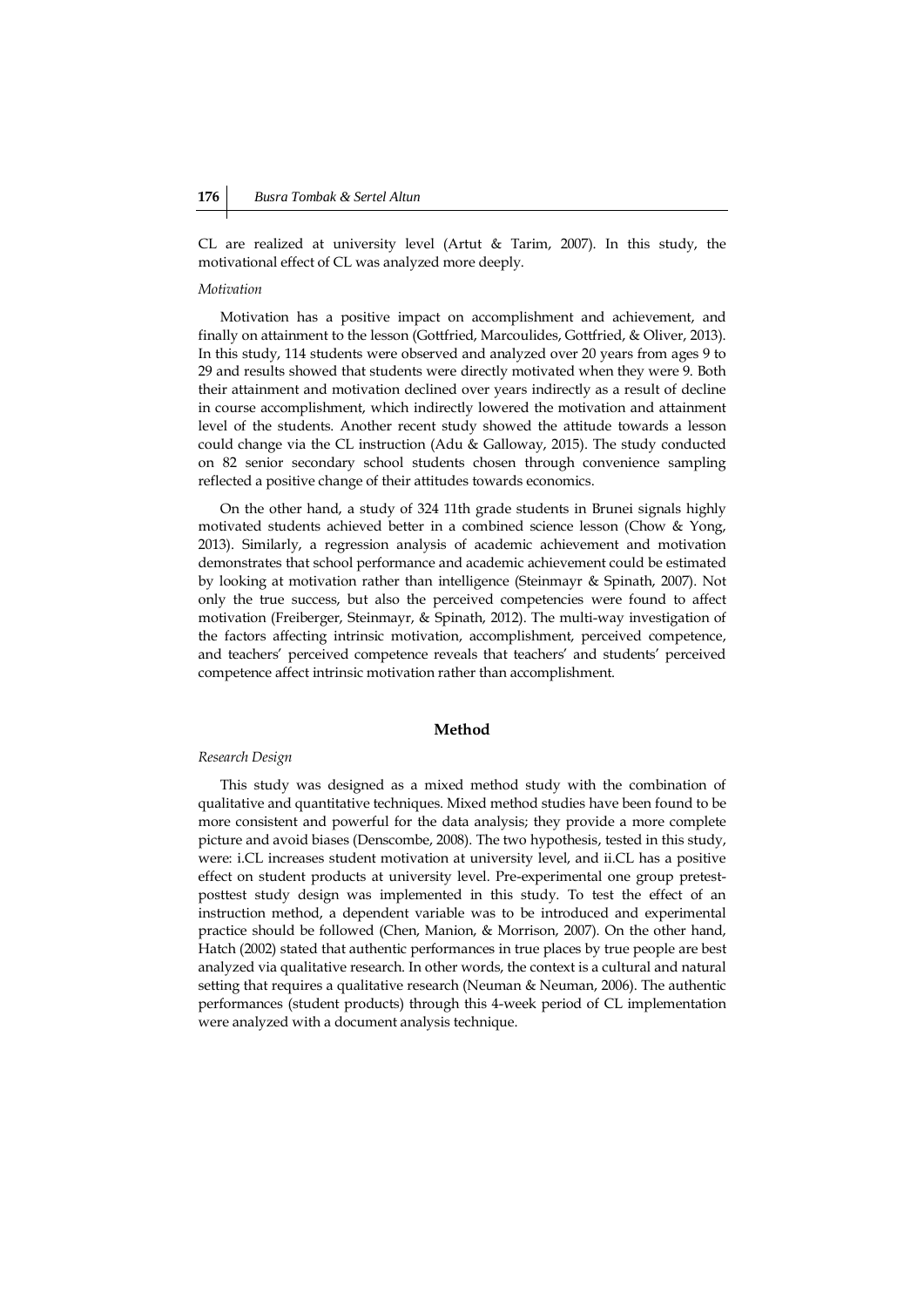CL are realized at university level (Artut & Tarim, 2007). In this study, the motivational effect of CL was analyzed more deeply.

*Motivation*

Motivation has a positive impact on accomplishment and achievement, and finally on attainment to the lesson (Gottfried, Marcoulides, Gottfried, & Oliver, 2013). In this study, 114 students were observed and analyzed over 20 years from ages 9 to 29 and results showed that students were directly motivated when they were 9. Both their attainment and motivation declined over years indirectly as a result of decline in course accomplishment, which indirectly lowered the motivation and attainment level of the students. Another recent study showed the attitude towards a lesson could change via the CL instruction (Adu & Galloway, 2015). The study conducted on 82 senior secondary school students chosen through convenience sampling reflected a positive change of their attitudes towards economics.

On the other hand, a study of 324 11th grade students in Brunei signals highly motivated students achieved better in a combined science lesson (Chow & Yong, 2013). Similarly, a regression analysis of academic achievement and motivation demonstrates that school performance and academic achievement could be estimated by looking at motivation rather than intelligence (Steinmayr & Spinath, 2007). Not only the true success, but also the perceived competencies were found to affect motivation (Freiberger, Steinmayr, & Spinath, 2012). The multi-way investigation of the factors affecting intrinsic motivation, accomplishment, perceived competence, and teachers' perceived competence reveals that teachers' and students' perceived competence affect intrinsic motivation rather than accomplishment.

## Method

*Research Design*

This study was designed as a mixed method study with the combination of qualitative and quantitative techniques. Mixed method studies have been found to be more consistent and powerful for the data analysis; they provide a more complete picture and avoid biases (Denscombe, 2008). The two hypothesis, tested in this study, were: i.CL increases student motivation at university level, and ii.CL has a positive effect on student products at university level. Pre-experimental one group pretest-posttest study design was implemented in this study. To test the effect of an instruction method, a dependent variable was to be introduced and experimental practice should be followed (Chen, Manion, & Morrison, 2007). On the other hand, Hatch (2002) stated that authentic performances in true places by true people are best analyzed via qualitative research. In other words, the context is a cultural and natural setting that requires a qualitative research (Neuman & Neuman, 2006). The authentic performances (student products) through this 4-week period of CL implementation were analyzed with a document analysis technique.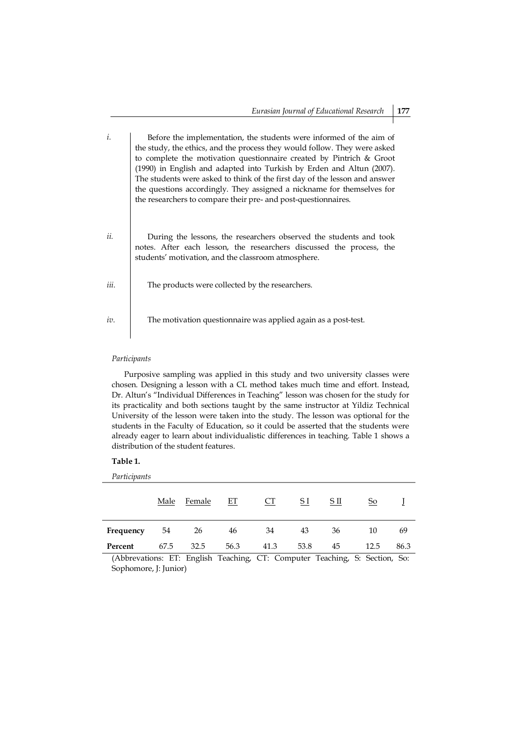*i.* Before the implementation, the students were informed of the aim of the study, the ethics, and the process they would follow. They were asked to complete the motivation questionnaire created by Pintrich & Groot (1990) in English and adapted into Turkish by Erden and Altun (2007). The students were asked to think of the first day of the lesson and answer the questions accordingly. They assigned a nickname for themselves for the researchers to compare their pre- and post-questionnaires.

*ii.* During the lessons, the researchers observed the students and took notes. After each lesson, the researchers discussed the process, the students' motivation, and the classroom atmosphere.

*iii.* The products were collected by the researchers.

*iv.* The motivation questionnaire was applied again as a post-test.

*Participants*

Purposive sampling was applied in this study and two university classes were chosen. Designing a lesson with a CL method takes much time and effort. Instead, Dr. Altun's "Individual Differences in Teaching" lesson was chosen for the study for its practicality and both sections taught by the same instructor at Yildiz Technical University of the lesson were taken into the study. The lesson was optional for the students in the Faculty of Education, so it could be asserted that the students were already eager to learn about individualistic differences in teaching. Table 1 shows a distribution of the student features.

**Table 1.**

*Participants*

| | Male | Female | ET | CT | S I | S II | So | J |
|---|---|---|---|---|---|---|---|---|
| **Frequency** | 54 | 26 | 46 | 34 | 43 | 36 | 10 | 69 |
| **Percent** | 67.5 | 32.5 | 56.3 | 41.3 | 53.8 | 45 | 12.5 | 86.3 |

(Abbreviations: ET: English Teaching, CT: Computer Teaching, S: Section, So: Sophomore, J: Junior)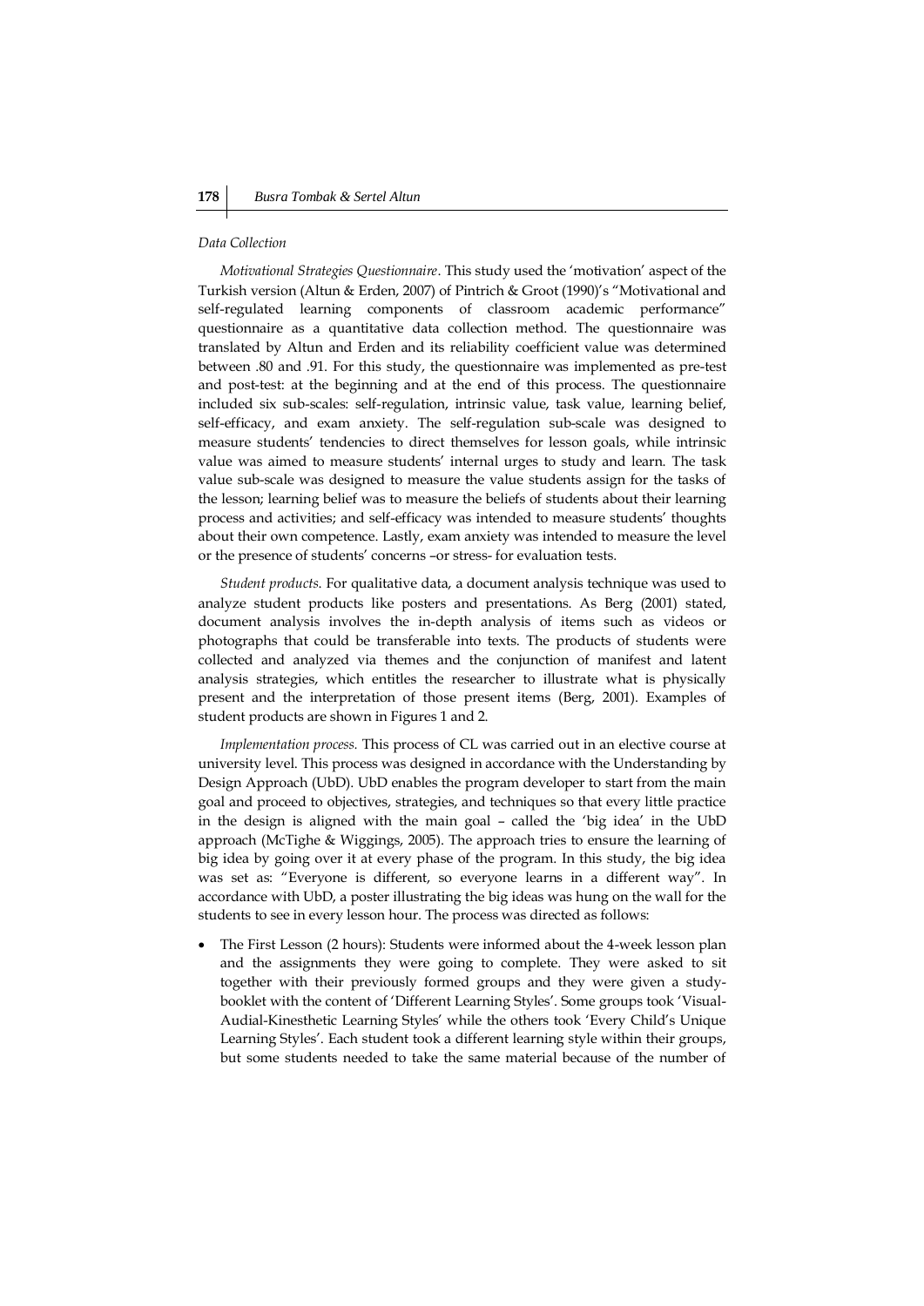*Data Collection*

*Motivational Strategies Questionnaire*. This study used the 'motivation' aspect of the Turkish version (Altun & Erden, 2007) of Pintrich & Groot (1990)'s "Motivational and self-regulated learning components of classroom academic performance" questionnaire as a quantitative data collection method. The questionnaire was translated by Altun and Erden and its reliability coefficient value was determined between .80 and .91. For this study, the questionnaire was implemented as pre-test and post-test: at the beginning and at the end of this process. The questionnaire included six sub-scales: self-regulation, intrinsic value, task value, learning belief, self-efficacy, and exam anxiety. The self-regulation sub-scale was designed to measure students' tendencies to direct themselves for lesson goals, while intrinsic value was aimed to measure students' internal urges to study and learn. The task value sub-scale was designed to measure the value students assign for the tasks of the lesson; learning belief was to measure the beliefs of students about their learning process and activities; and self-efficacy was intended to measure students' thoughts about their own competence. Lastly, exam anxiety was intended to measure the level or the presence of students' concerns –or stress- for evaluation tests.

*Student products*. For qualitative data, a document analysis technique was used to analyze student products like posters and presentations. As Berg (2001) stated, document analysis involves the in-depth analysis of items such as videos or photographs that could be transferable into texts. The products of students were collected and analyzed via themes and the conjunction of manifest and latent analysis strategies, which entitles the researcher to illustrate what is physically present and the interpretation of those present items (Berg, 2001). Examples of student products are shown in Figures 1 and 2.

*Implementation process.* This process of CL was carried out in an elective course at university level. This process was designed in accordance with the Understanding by Design Approach (UbD). UbD enables the program developer to start from the main goal and proceed to objectives, strategies, and techniques so that every little practice in the design is aligned with the main goal – called the 'big idea' in the UbD approach (McTighe & Wiggings, 2005). The approach tries to ensure the learning of big idea by going over it at every phase of the program. In this study, the big idea was set as: "Everyone is different, so everyone learns in a different way". In accordance with UbD, a poster illustrating the big ideas was hung on the wall for the students to see in every lesson hour. The process was directed as follows:

- The First Lesson (2 hours): Students were informed about the 4-week lesson plan and the assignments they were going to complete. They were asked to sit together with their previously formed groups and they were given a study-booklet with the content of 'Different Learning Styles'. Some groups took 'Visual-Audial-Kinesthetic Learning Styles' while the others took 'Every Child's Unique Learning Styles'. Each student took a different learning style within their groups, but some students needed to take the same material because of the number of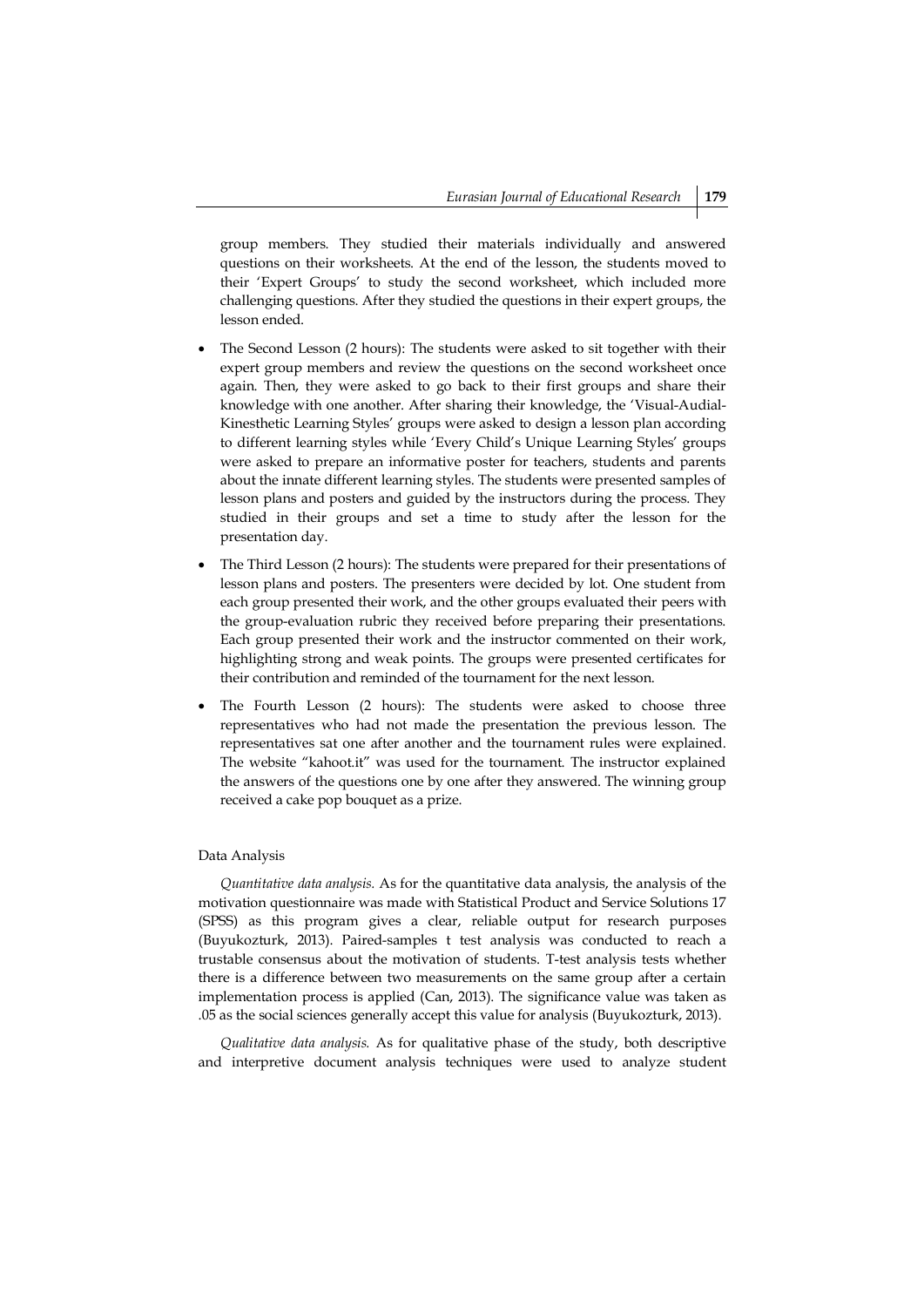group members. They studied their materials individually and answered questions on their worksheets. At the end of the lesson, the students moved to their 'Expert Groups' to study the second worksheet, which included more challenging questions. After they studied the questions in their expert groups, the lesson ended.

- The Second Lesson (2 hours): The students were asked to sit together with their expert group members and review the questions on the second worksheet once again. Then, they were asked to go back to their first groups and share their knowledge with one another. After sharing their knowledge, the 'Visual-Audial-Kinesthetic Learning Styles' groups were asked to design a lesson plan according to different learning styles while 'Every Child's Unique Learning Styles' groups were asked to prepare an informative poster for teachers, students and parents about the innate different learning styles. The students were presented samples of lesson plans and posters and guided by the instructors during the process. They studied in their groups and set a time to study after the lesson for the presentation day.
- The Third Lesson (2 hours): The students were prepared for their presentations of lesson plans and posters. The presenters were decided by lot. One student from each group presented their work, and the other groups evaluated their peers with the group-evaluation rubric they received before preparing their presentations. Each group presented their work and the instructor commented on their work, highlighting strong and weak points. The groups were presented certificates for their contribution and reminded of the tournament for the next lesson.
- The Fourth Lesson (2 hours): The students were asked to choose three representatives who had not made the presentation the previous lesson. The representatives sat one after another and the tournament rules were explained. The website "kahoot.it" was used for the tournament. The instructor explained the answers of the questions one by one after they answered. The winning group received a cake pop bouquet as a prize.

Data Analysis

*Quantitative data analysis.* As for the quantitative data analysis, the analysis of the motivation questionnaire was made with Statistical Product and Service Solutions 17 (SPSS) as this program gives a clear, reliable output for research purposes (Buyukozturk, 2013). Paired-samples t test analysis was conducted to reach a trustable consensus about the motivation of students. T-test analysis tests whether there is a difference between two measurements on the same group after a certain implementation process is applied (Can, 2013). The significance value was taken as .05 as the social sciences generally accept this value for analysis (Buyukozturk, 2013).

*Qualitative data analysis.* As for qualitative phase of the study, both descriptive and interpretive document analysis techniques were used to analyze student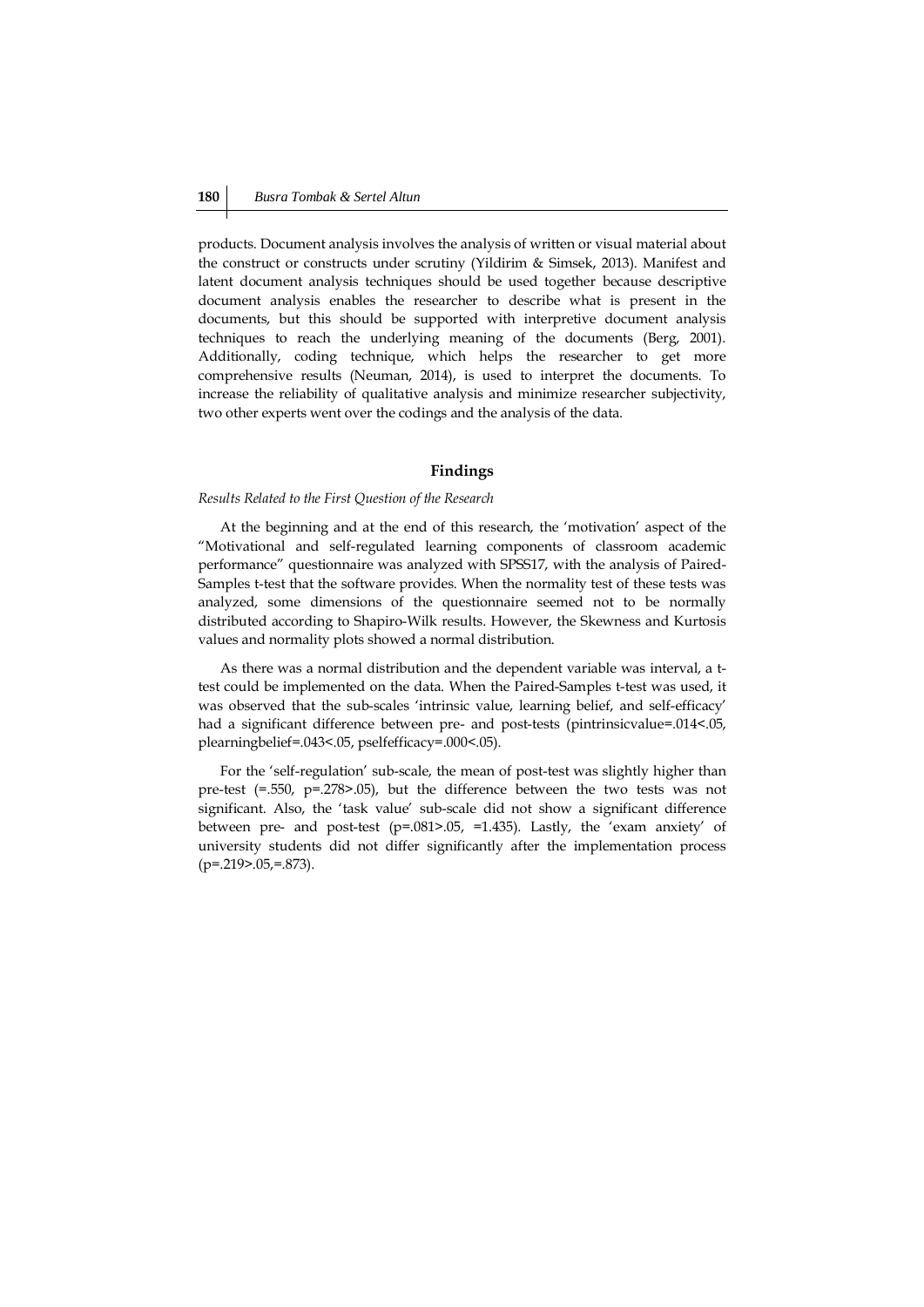products. Document analysis involves the analysis of written or visual material about the construct or constructs under scrutiny (Yildirim & Simsek, 2013). Manifest and latent document analysis techniques should be used together because descriptive document analysis enables the researcher to describe what is present in the documents, but this should be supported with interpretive document analysis techniques to reach the underlying meaning of the documents (Berg, 2001). Additionally, coding technique, which helps the researcher to get more comprehensive results (Neuman, 2014), is used to interpret the documents. To increase the reliability of qualitative analysis and minimize researcher subjectivity, two other experts went over the codings and the analysis of the data.

## Findings

*Results Related to the First Question of the Research*

At the beginning and at the end of this research, the 'motivation' aspect of the "Motivational and self-regulated learning components of classroom academic performance" questionnaire was analyzed with SPSS17, with the analysis of Paired-Samples t-test that the software provides. When the normality test of these tests was analyzed, some dimensions of the questionnaire seemed not to be normally distributed according to Shapiro-Wilk results. However, the Skewness and Kurtosis values and normality plots showed a normal distribution.

As there was a normal distribution and the dependent variable was interval, a t-test could be implemented on the data. When the Paired-Samples t-test was used, it was observed that the sub-scales 'intrinsic value, learning belief, and self-efficacy' had a significant difference between pre- and post-tests ($p_{intrinsicvalue}=.014<.05$, $p_{learningbelief}=.043<.05$, $p_{selfefficacy}=.000<.05$).

For the 'self-regulation' sub-scale, the mean of post-test was slightly higher than pre-test (=.550, $p=.278>.05$), but the difference between the two tests was not significant. Also, the 'task value' sub-scale did not show a significant difference between pre- and post-test ($p=.081>.05$, =1.435). Lastly, the 'exam anxiety' of university students did not differ significantly after the implementation process ($p=.219>.05$,=.873).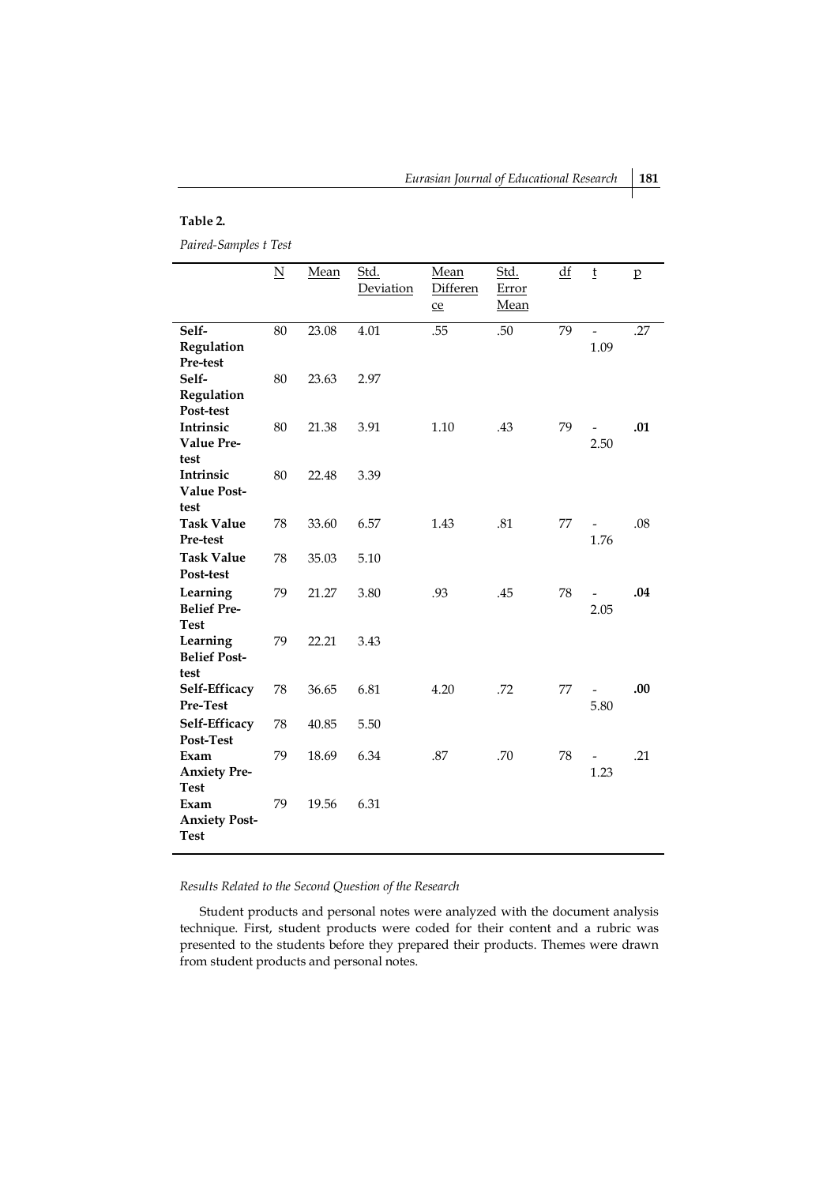**Table 2.**

*Paired-Samples t Test*

| | N | Mean | Std. Deviation | Mean Difference | Std. Error Mean | df | t | p |
|---|---|---|---|---|---|---|---|---|
| **Self-Regulation Pre-test** | 80 | 23.08 | 4.01 | .55 | .50 | 79 | -1.09 | .27 |
| **Self-Regulation Post-test** | 80 | 23.63 | 2.97 | | | | | |
| **Intrinsic Value Pre-test** | 80 | 21.38 | 3.91 | 1.10 | .43 | 79 | -2.50 | **.01** |
| **Intrinsic Value Post-test** | 80 | 22.48 | 3.39 | | | | | |
| **Task Value Pre-test** | 78 | 33.60 | 6.57 | 1.43 | .81 | 77 | -1.76 | .08 |
| **Task Value Post-test** | 78 | 35.03 | 5.10 | | | | | |
| **Learning Belief Pre-Test** | 79 | 21.27 | 3.80 | .93 | .45 | 78 | -2.05 | **.04** |
| **Learning Belief Post-test** | 79 | 22.21 | 3.43 | | | | | |
| **Self-Efficacy Pre-Test** | 78 | 36.65 | 6.81 | 4.20 | .72 | 77 | -5.80 | **.00** |
| **Self-Efficacy Post-Test** | 78 | 40.85 | 5.50 | | | | | |
| **Exam Anxiety Pre-Test** | 79 | 18.69 | 6.34 | .87 | .70 | 78 | -1.23 | .21 |
| **Exam Anxiety Post-Test** | 79 | 19.56 | 6.31 | | | | | |

*Results Related to the Second Question of the Research*

Student products and personal notes were analyzed with the document analysis technique. First, student products were coded for their content and a rubric was presented to the students before they prepared their products. Themes were drawn from student products and personal notes.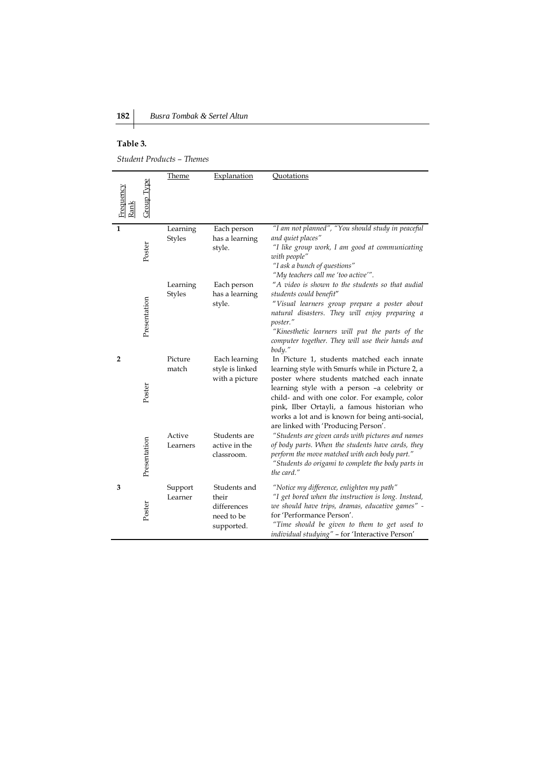**Table 3.**

*Student Products – Themes*

| Frequency Rank | Group Type | Theme | Explanation | Quotations |
|---|---|---|---|---|
| 1 | Poster | Learning Styles | Each person has a learning style. | *"I am not planned", "You should study in peaceful and quiet places"* *"I like group work, I am good at communicating with people"* *"I ask a bunch of questions"* *"My teachers call me 'too active'".* |
| | Presentation | Learning Styles | Each person has a learning style. | *"A video is shown to the students so that audial students could benefit"* *"Visual learners group prepare a poster about natural disasters. They will enjoy preparing a poster."* *"Kinesthetic learners will put the parts of the computer together. They will use their hands and body."* |
| 2 | Poster | Picture match | Each learning style is linked with a picture | In Picture 1, students matched each innate learning style with Smurfs while in Picture 2, a poster where students matched each innate learning style with a person –a celebrity or child- and with one color. For example, color pink, Ilber Ortayli, a famous historian who works a lot and is known for being anti-social, are linked with 'Producing Person'. |
| | Presentation | Active Learners | Students are active in the classroom. | *"Students are given cards with pictures and names of body parts. When the students have cards, they perform the move matched with each body part."* *"Students do origami to complete the body parts in the card."* |
| 3 | Poster | Support Learner | Students and their differences need to be supported. | *"Notice my difference, enlighten my path"* *"I get bored when the instruction is long. Instead, we should have trips, dramas, educative games"* - for 'Performance Person'. *"Time should be given to them to get used to individual studying"* – for 'Interactive Person' |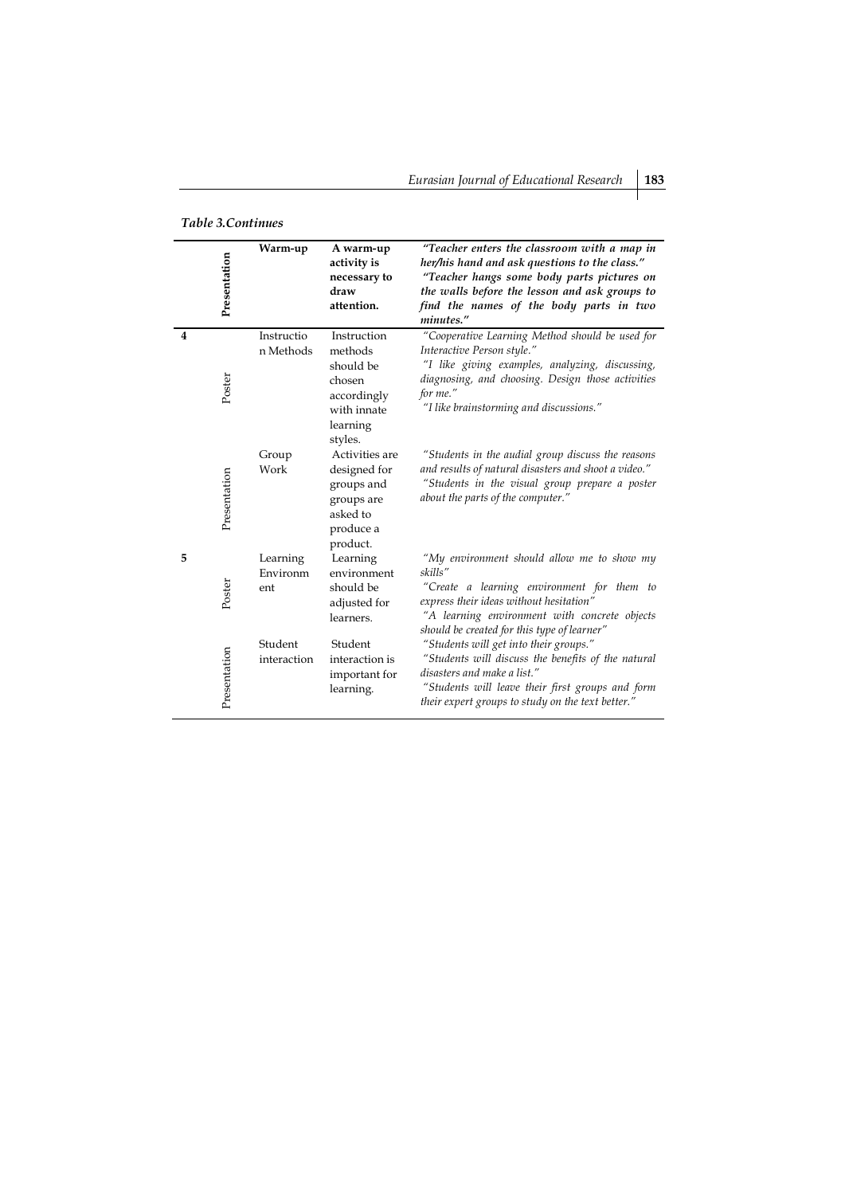*Table 3.Continues*

| | | | | |
|---|---|---|---|---|
| | Presentation | **Warm-up** | **A warm-up activity is necessary to draw attention.** | ***"Teacher enters the classroom with a map in her/his hand and ask questions to the class."*** ***"Teacher hangs some body parts pictures on the walls before the lesson and ask groups to find the names of the body parts in two minutes."*** |
| **4** | Poster | Instructio n Methods | Instruction methods should be chosen accordingly with innate learning styles. | *"Cooperative Learning Method should be used for Interactive Person style."* *"I like giving examples, analyzing, discussing, diagnosing, and choosing. Design those activities for me."* *"I like brainstorming and discussions."* |
| | Presentation | Group Work | Activities are designed for groups and groups are asked to produce a product. | *"Students in the audial group discuss the reasons and results of natural disasters and shoot a video."* *"Students in the visual group prepare a poster about the parts of the computer."* |
| **5** | Poster | Learning Environm ent | Learning environment should be adjusted for learners. | *"My environment should allow me to show my skills"* *"Create a learning environment for them to express their ideas without hesitation"* *"A learning environment with concrete objects should be created for this type of learner"* |
| | Presentation | Student interaction | Student interaction is important for learning. | *"Students will get into their groups."* *"Students will discuss the benefits of the natural disasters and make a list."* *"Students will leave their first groups and form their expert groups to study on the text better."* |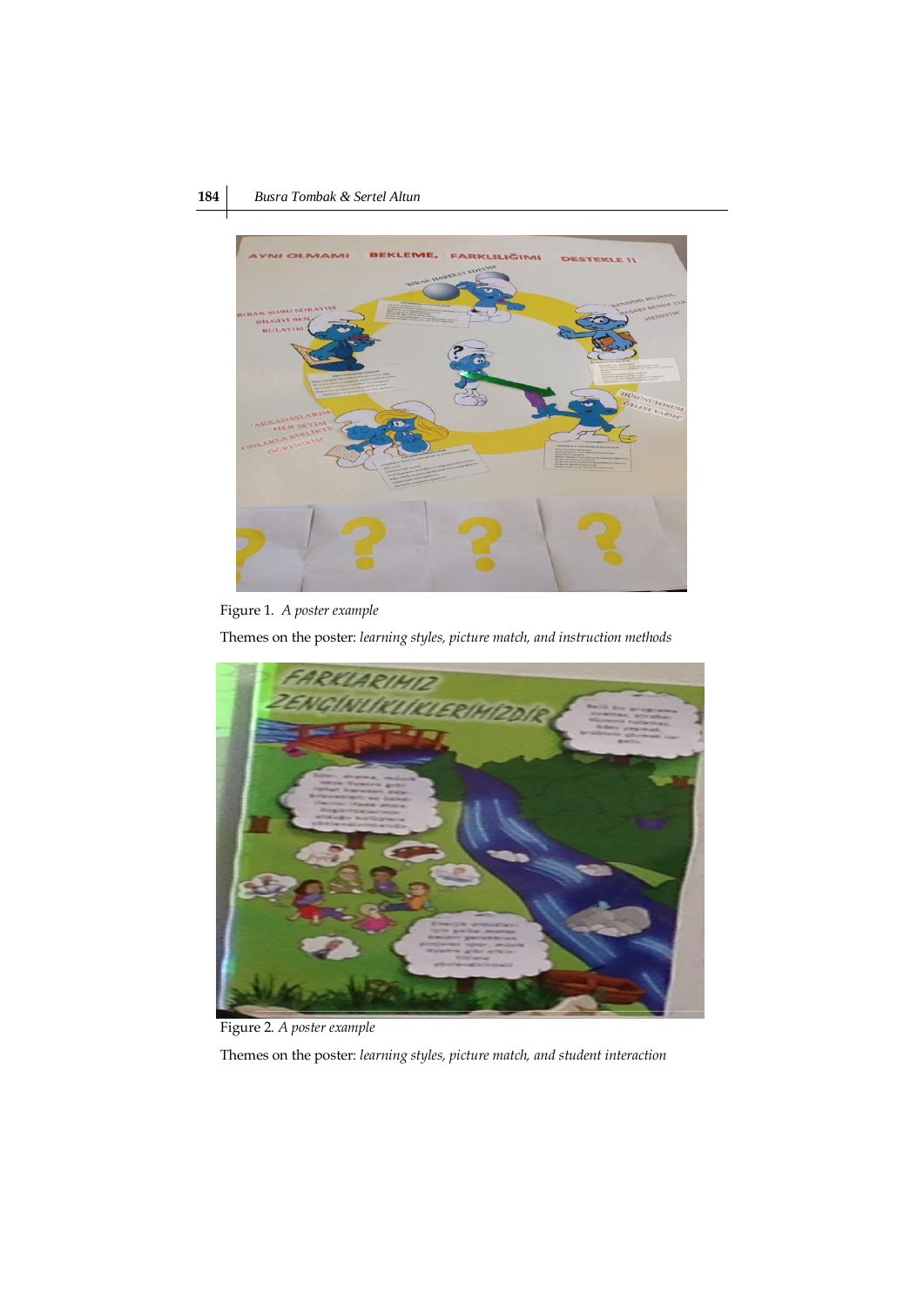Figure 1. *A poster example*

Themes on the poster: *learning styles, picture match, and instruction methods*

Figure 2. *A poster example*

Themes on the poster: *learning styles, picture match, and student interaction*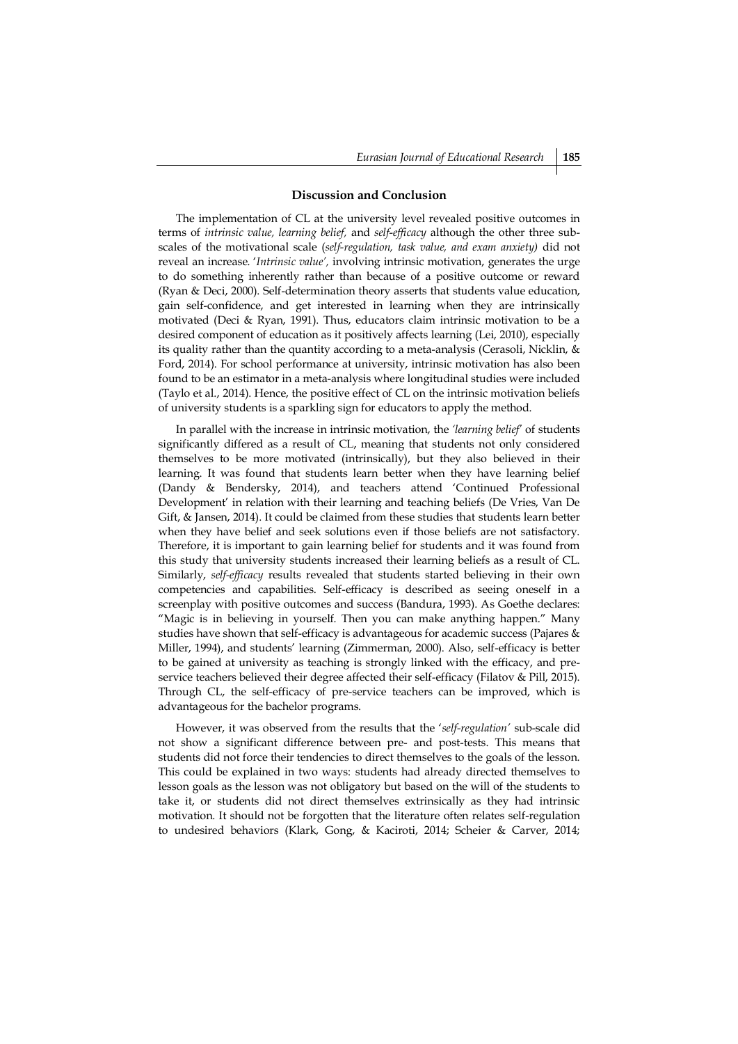## Discussion and Conclusion

The implementation of CL at the university level revealed positive outcomes in terms of *intrinsic value, learning belief,* and *self-efficacy* although the other three sub-scales of the motivational scale (*self-regulation, task value, and exam anxiety)* did not reveal an increase. '*Intrinsic value',* involving intrinsic motivation, generates the urge to do something inherently rather than because of a positive outcome or reward (Ryan & Deci, 2000). Self-determination theory asserts that students value education, gain self-confidence, and get interested in learning when they are intrinsically motivated (Deci & Ryan, 1991). Thus, educators claim intrinsic motivation to be a desired component of education as it positively affects learning (Lei, 2010), especially its quality rather than the quantity according to a meta-analysis (Cerasoli, Nicklin, & Ford, 2014). For school performance at university, intrinsic motivation has also been found to be an estimator in a meta-analysis where longitudinal studies were included (Taylo et al., 2014). Hence, the positive effect of CL on the intrinsic motivation beliefs of university students is a sparkling sign for educators to apply the method.

In parallel with the increase in intrinsic motivation, the *'learning belief'* of students significantly differed as a result of CL, meaning that students not only considered themselves to be more motivated (intrinsically), but they also believed in their learning. It was found that students learn better when they have learning belief (Dandy & Bendersky, 2014), and teachers attend 'Continued Professional Development' in relation with their learning and teaching beliefs (De Vries, Van De Gift, & Jansen, 2014). It could be claimed from these studies that students learn better when they have belief and seek solutions even if those beliefs are not satisfactory. Therefore, it is important to gain learning belief for students and it was found from this study that university students increased their learning beliefs as a result of CL. Similarly, *self-efficacy* results revealed that students started believing in their own competencies and capabilities. Self-efficacy is described as seeing oneself in a screenplay with positive outcomes and success (Bandura, 1993). As Goethe declares: "Magic is in believing in yourself. Then you can make anything happen." Many studies have shown that self-efficacy is advantageous for academic success (Pajares & Miller, 1994), and students' learning (Zimmerman, 2000). Also, self-efficacy is better to be gained at university as teaching is strongly linked with the efficacy, and pre-service teachers believed their degree affected their self-efficacy (Filatov & Pill, 2015). Through CL, the self-efficacy of pre-service teachers can be improved, which is advantageous for the bachelor programs.

However, it was observed from the results that the '*self-regulation'* sub-scale did not show a significant difference between pre- and post-tests. This means that students did not force their tendencies to direct themselves to the goals of the lesson. This could be explained in two ways: students had already directed themselves to lesson goals as the lesson was not obligatory but based on the will of the students to take it, or students did not direct themselves extrinsically as they had intrinsic motivation. It should not be forgotten that the literature often relates self-regulation to undesired behaviors (Klark, Gong, & Kaciroti, 2014; Scheier & Carver, 2014;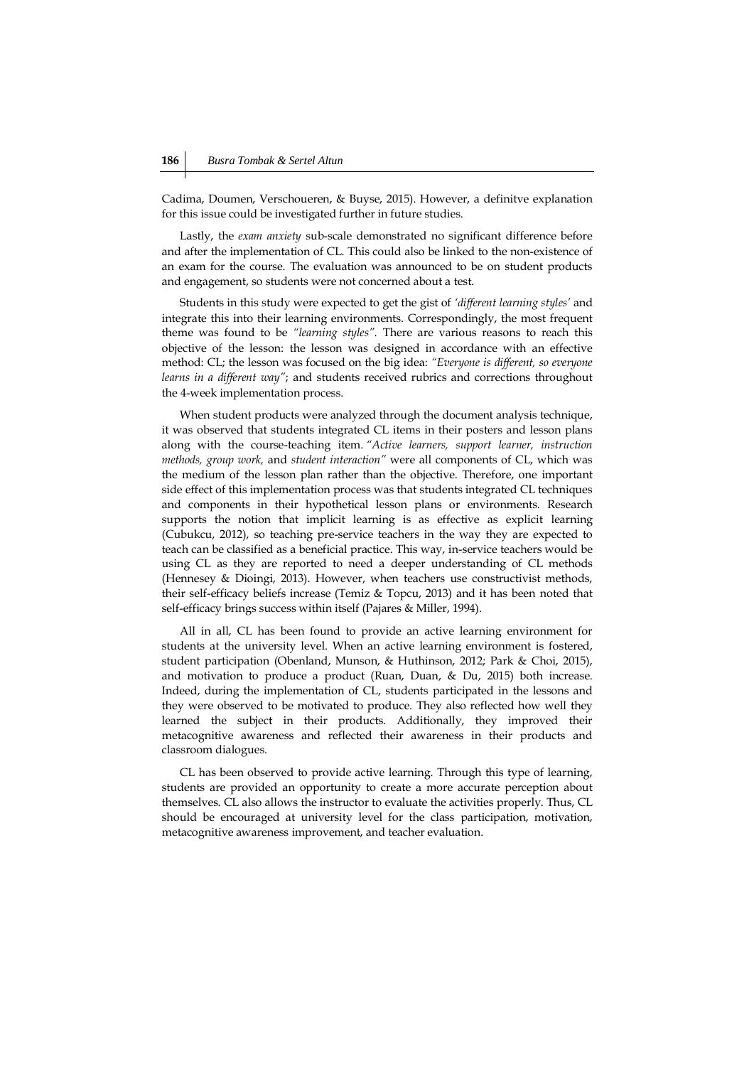Cadima, Doumen, Verschoueren, & Buyse, 2015). However, a definitve explanation for this issue could be investigated further in future studies.

Lastly, the *exam anxiety* sub-scale demonstrated no significant difference before and after the implementation of CL. This could also be linked to the non-existence of an exam for the course. The evaluation was announced to be on student products and engagement, so students were not concerned about a test.

Students in this study were expected to get the gist of *'different learning styles'* and integrate this into their learning environments. Correspondingly, the most frequent theme was found to be *"learning styles"*. There are various reasons to reach this objective of the lesson: the lesson was designed in accordance with an effective method: CL; the lesson was focused on the big idea: *"Everyone is different, so everyone learns in a different way"*; and students received rubrics and corrections throughout the 4-week implementation process.

When student products were analyzed through the document analysis technique, it was observed that students integrated CL items in their posters and lesson plans along with the course-teaching item. "*Active learners, support learner, instruction methods, group work,* and *student interaction"* were all components of CL, which was the medium of the lesson plan rather than the objective. Therefore, one important side effect of this implementation process was that students integrated CL techniques and components in their hypothetical lesson plans or environments. Research supports the notion that implicit learning is as effective as explicit learning (Cubukcu, 2012), so teaching pre-service teachers in the way they are expected to teach can be classified as a beneficial practice. This way, in-service teachers would be using CL as they are reported to need a deeper understanding of CL methods (Hennesey & Dioingi, 2013). However, when teachers use constructivist methods, their self-efficacy beliefs increase (Temiz & Topcu, 2013) and it has been noted that self-efficacy brings success within itself (Pajares & Miller, 1994).

All in all, CL has been found to provide an active learning environment for students at the university level. When an active learning environment is fostered, student participation (Obenland, Munson, & Huthinson, 2012; Park & Choi, 2015), and motivation to produce a product (Ruan, Duan, & Du, 2015) both increase. Indeed, during the implementation of CL, students participated in the lessons and they were observed to be motivated to produce. They also reflected how well they learned the subject in their products. Additionally, they improved their metacognitive awareness and reflected their awareness in their products and classroom dialogues.

CL has been observed to provide active learning. Through this type of learning, students are provided an opportunity to create a more accurate perception about themselves. CL also allows the instructor to evaluate the activities properly. Thus, CL should be encouraged at university level for the class participation, motivation, metacognitive awareness improvement, and teacher evaluation.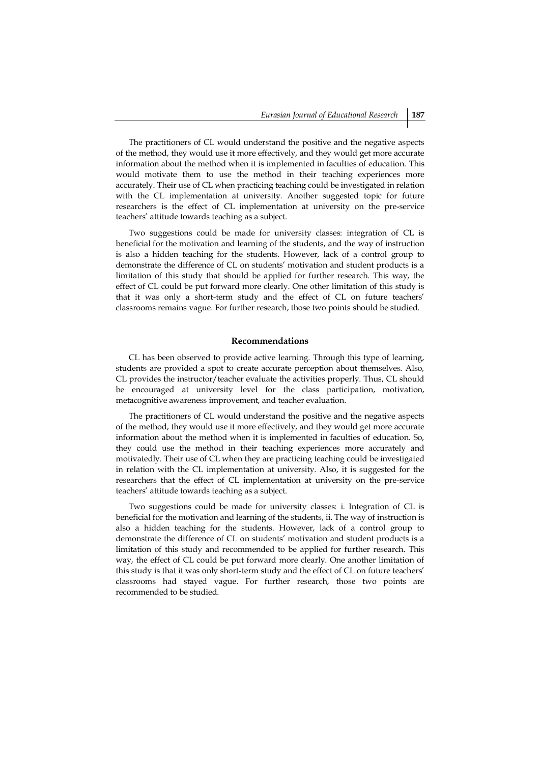The practitioners of CL would understand the positive and the negative aspects of the method, they would use it more effectively, and they would get more accurate information about the method when it is implemented in faculties of education. This would motivate them to use the method in their teaching experiences more accurately. Their use of CL when practicing teaching could be investigated in relation with the CL implementation at university. Another suggested topic for future researchers is the effect of CL implementation at university on the pre-service teachers' attitude towards teaching as a subject.

Two suggestions could be made for university classes: integration of CL is beneficial for the motivation and learning of the students, and the way of instruction is also a hidden teaching for the students. However, lack of a control group to demonstrate the difference of CL on students' motivation and student products is a limitation of this study that should be applied for further research. This way, the effect of CL could be put forward more clearly. One other limitation of this study is that it was only a short-term study and the effect of CL on future teachers' classrooms remains vague. For further research, those two points should be studied.

## Recommendations

CL has been observed to provide active learning. Through this type of learning, students are provided a spot to create accurate perception about themselves. Also, CL provides the instructor/teacher evaluate the activities properly. Thus, CL should be encouraged at university level for the class participation, motivation, metacognitive awareness improvement, and teacher evaluation.

The practitioners of CL would understand the positive and the negative aspects of the method, they would use it more effectively, and they would get more accurate information about the method when it is implemented in faculties of education. So, they could use the method in their teaching experiences more accurately and motivatedly. Their use of CL when they are practicing teaching could be investigated in relation with the CL implementation at university. Also, it is suggested for the researchers that the effect of CL implementation at university on the pre-service teachers' attitude towards teaching as a subject.

Two suggestions could be made for university classes: i. Integration of CL is beneficial for the motivation and learning of the students, ii. The way of instruction is also a hidden teaching for the students. However, lack of a control group to demonstrate the difference of CL on students' motivation and student products is a limitation of this study and recommended to be applied for further research. This way, the effect of CL could be put forward more clearly. One another limitation of this study is that it was only short-term study and the effect of CL on future teachers' classrooms had stayed vague. For further research, those two points are recommended to be studied.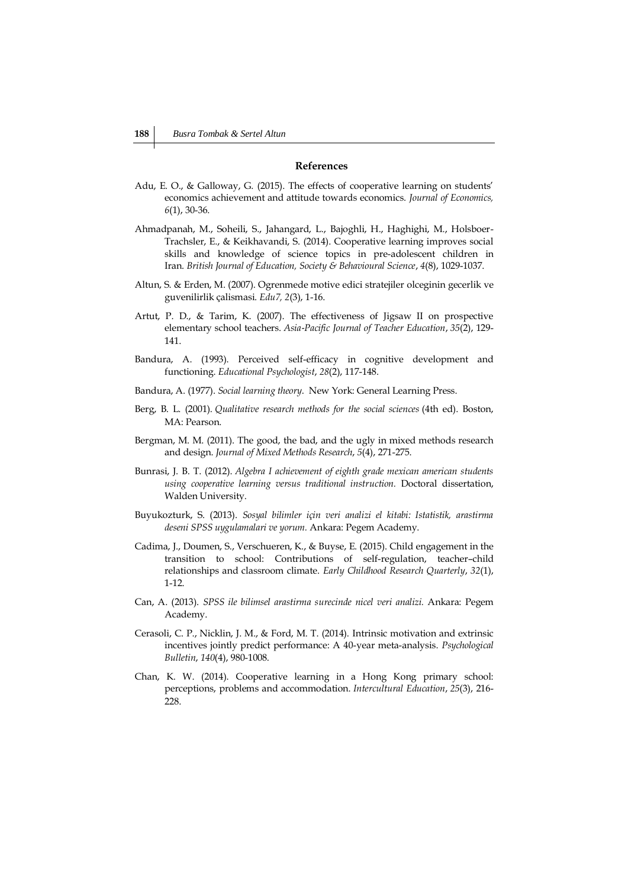## References

Adu, E. O., & Galloway, G. (2015). The effects of cooperative learning on students' economics achievement and attitude towards economics. *Journal of Economics, 6*(1), 30-36.

Ahmadpanah, M., Soheili, S., Jahangard, L., Bajoghli, H., Haghighi, M., Holsboer-Trachsler, E., & Keikhavandi, S. (2014). Cooperative learning improves social skills and knowledge of science topics in pre-adolescent children in Iran. *British Journal of Education, Society & Behavioural Science*, *4*(8), 1029-1037.

Altun, S. & Erden, M. (2007). Ogrenmede motive edici stratejiler olceginin gecerlik ve guvenilirlik çalismasi. *Edu7, 2*(3), 1-16.

Artut, P. D., & Tarim, K. (2007). The effectiveness of Jigsaw II on prospective elementary school teachers. *Asia-Pacific Journal of Teacher Education*, *35*(2), 129-141.

Bandura, A. (1993). Perceived self-efficacy in cognitive development and functioning. *Educational Psychologist*, *28*(2), 117-148.

Bandura, A. (1977). *Social learning theory*. New York: General Learning Press.

Berg, B. L. (2001). *Qualitative research methods for the social sciences* (4th ed). Boston, MA: Pearson.

Bergman, M. M. (2011). The good, the bad, and the ugly in mixed methods research and design. *Journal of Mixed Methods Research*, *5*(4), 271-275.

Bunrasi, J. B. T. (2012). *Algebra I achievement of eighth grade mexican american students using cooperative learning versus traditional instruction.* Doctoral dissertation, Walden University.

Buyukozturk, S. (2013). *Sosyal bilimler için veri analizi el kitabi: Istatistik, arastirma deseni SPSS uygulamalari ve yorum.* Ankara: Pegem Academy.

Cadima, J., Doumen, S., Verschueren, K., & Buyse, E. (2015). Child engagement in the transition to school: Contributions of self-regulation, teacher–child relationships and classroom climate. *Early Childhood Research Quarterly*, *32*(1), 1-12.

Can, A. (2013). *SPSS ile bilimsel arastirma surecinde nicel veri analizi.* Ankara: Pegem Academy.

Cerasoli, C. P., Nicklin, J. M., & Ford, M. T. (2014). Intrinsic motivation and extrinsic incentives jointly predict performance: A 40-year meta-analysis. *Psychological Bulletin*, *140*(4), 980-1008.

Chan, K. W. (2014). Cooperative learning in a Hong Kong primary school: perceptions, problems and accommodation. *Intercultural Education*, *25*(3), 216-228.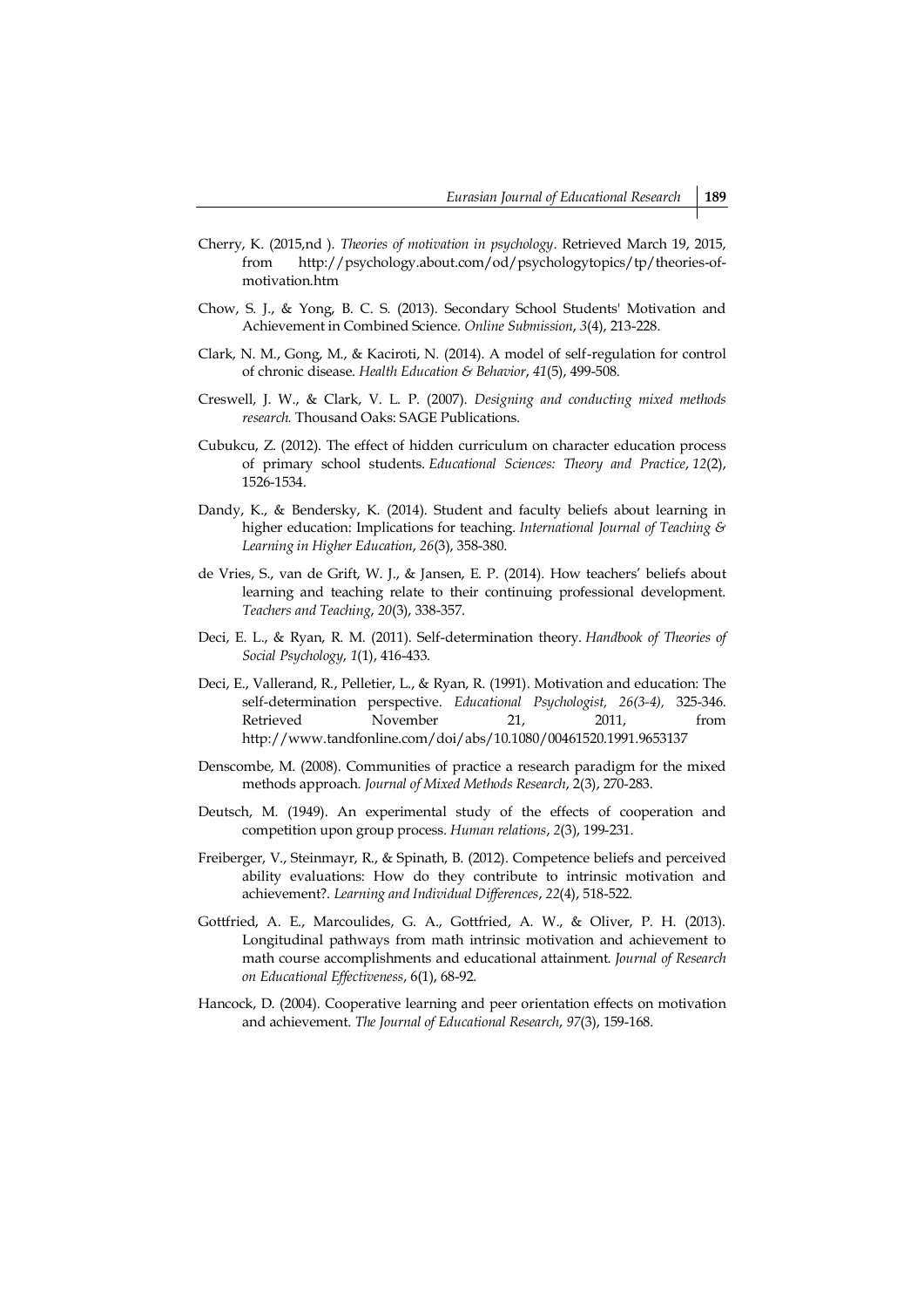Cherry, K. (2015,nd ). *Theories of motivation in psychology.* Retrieved March 19, 2015, from http://psychology.about.com/od/psychologytopics/tp/theories-of-motivation.htm

Chow, S. J., & Yong, B. C. S. (2013). Secondary School Students' Motivation and Achievement in Combined Science. *Online Submission*, *3*(4), 213-228.

Clark, N. M., Gong, M., & Kaciroti, N. (2014). A model of self-regulation for control of chronic disease. *Health Education & Behavior*, *41*(5), 499-508.

Creswell, J. W., & Clark, V. L. P. (2007). *Designing and conducting mixed methods research.* Thousand Oaks: SAGE Publications.

Cubukcu, Z. (2012). The effect of hidden curriculum on character education process of primary school students. *Educational Sciences: Theory and Practice*, *12*(2), 1526-1534.

Dandy, K., & Bendersky, K. (2014). Student and faculty beliefs about learning in higher education: Implications for teaching. *International Journal of Teaching & Learning in Higher Education*, *26*(3), 358-380.

de Vries, S., van de Grift, W. J., & Jansen, E. P. (2014). How teachers' beliefs about learning and teaching relate to their continuing professional development. *Teachers and Teaching*, *20*(3), 338-357.

Deci, E. L., & Ryan, R. M. (2011). Self-determination theory. *Handbook of Theories of Social Psychology*, *1*(1), 416-433.

Deci, E., Vallerand, R., Pelletier, L., & Ryan, R. (1991). Motivation and education: The self-determination perspective. *Educational Psychologist, 26(3-4),* 325-346. Retrieved November 21, 2011, from http://www.tandfonline.com/doi/abs/10.1080/00461520.1991.9653137

Denscombe, M. (2008). Communities of practice a research paradigm for the mixed methods approach. *Journal of Mixed Methods Research*, 2(3), 270-283.

Deutsch, M. (1949). An experimental study of the effects of cooperation and competition upon group process. *Human relations*, *2*(3), 199-231.

Freiberger, V., Steinmayr, R., & Spinath, B. (2012). Competence beliefs and perceived ability evaluations: How do they contribute to intrinsic motivation and achievement?. *Learning and Individual Differences*, *22*(4), 518-522.

Gottfried, A. E., Marcoulides, G. A., Gottfried, A. W., & Oliver, P. H. (2013). Longitudinal pathways from math intrinsic motivation and achievement to math course accomplishments and educational attainment. *Journal of Research on Educational Effectiveness*, 6(1), 68-92.

Hancock, D. (2004). Cooperative learning and peer orientation effects on motivation and achievement. *The Journal of Educational Research*, *97*(3), 159-168.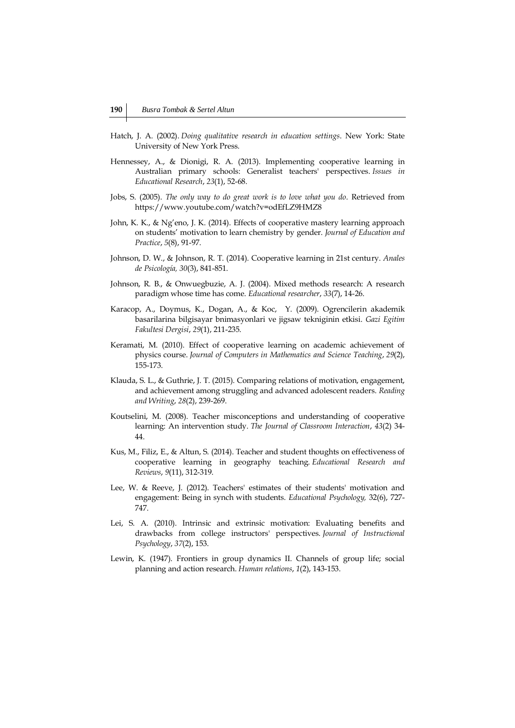Hatch, J. A. (2002). *Doing qualitative research in education settings*. New York: State University of New York Press.

Hennessey, A., & Dionigi, R. A. (2013). Implementing cooperative learning in Australian primary schools: Generalist teachers' perspectives. *Issues in Educational Research*, *23*(1), 52-68.

Jobs, S. (2005). *The only way to do great work is to love what you do*. Retrieved from https://www.youtube.com/watch?v=odEfLZ9HMZ8

John, K. K., & Ng'eno, J. K. (2014). Effects of cooperative mastery learning approach on students' motivation to learn chemistry by gender. *Journal of Education and Practice*, *5*(8), 91-97.

Johnson, D. W., & Johnson, R. T. (2014). Cooperative learning in 21st century. *Anales de Psicología, 30*(3), 841-851.

Johnson, R. B., & Onwuegbuzie, A. J. (2004). Mixed methods research: A research paradigm whose time has come. *Educational researcher*, *33*(7), 14-26.

Karacop, A., Doymus, K., Dogan, A., & Koc, Y. (2009). Ogrencilerin akademik basarilarina bilgisayar bnimasyonlari ve jigsaw tekniginin etkisi. *Gazi Egitim Fakultesi Dergisi*, *29*(1), 211-235.

Keramati, M. (2010). Effect of cooperative learning on academic achievement of physics course. *Journal of Computers in Mathematics and Science Teaching*, *29*(2), 155-173.

Klauda, S. L., & Guthrie, J. T. (2015). Comparing relations of motivation, engagement, and achievement among struggling and advanced adolescent readers. *Reading and Writing*, *28*(2), 239-269.

Koutselini, M. (2008). Teacher misconceptions and understanding of cooperative learning: An intervention study. *The Journal of Classroom Interaction*, *43*(2) 34-44.

Kus, M., Filiz, E., & Altun, S. (2014). Teacher and student thoughts on effectiveness of cooperative learning in geography teaching. *Educational Research and Reviews*, *9*(11), 312-319.

Lee, W. & Reeve, J. (2012). Teachers' estimates of their students' motivation and engagement: Being in synch with students. *Educational Psychology,* 32(6), 727-747.

Lei, S. A. (2010). Intrinsic and extrinsic motivation: Evaluating benefits and drawbacks from college instructors' perspectives. *Journal of Instructional Psychology*, *37*(2), 153.

Lewin, K. (1947). Frontiers in group dynamics II. Channels of group life; social planning and action research. *Human relations*, *1*(2), 143-153.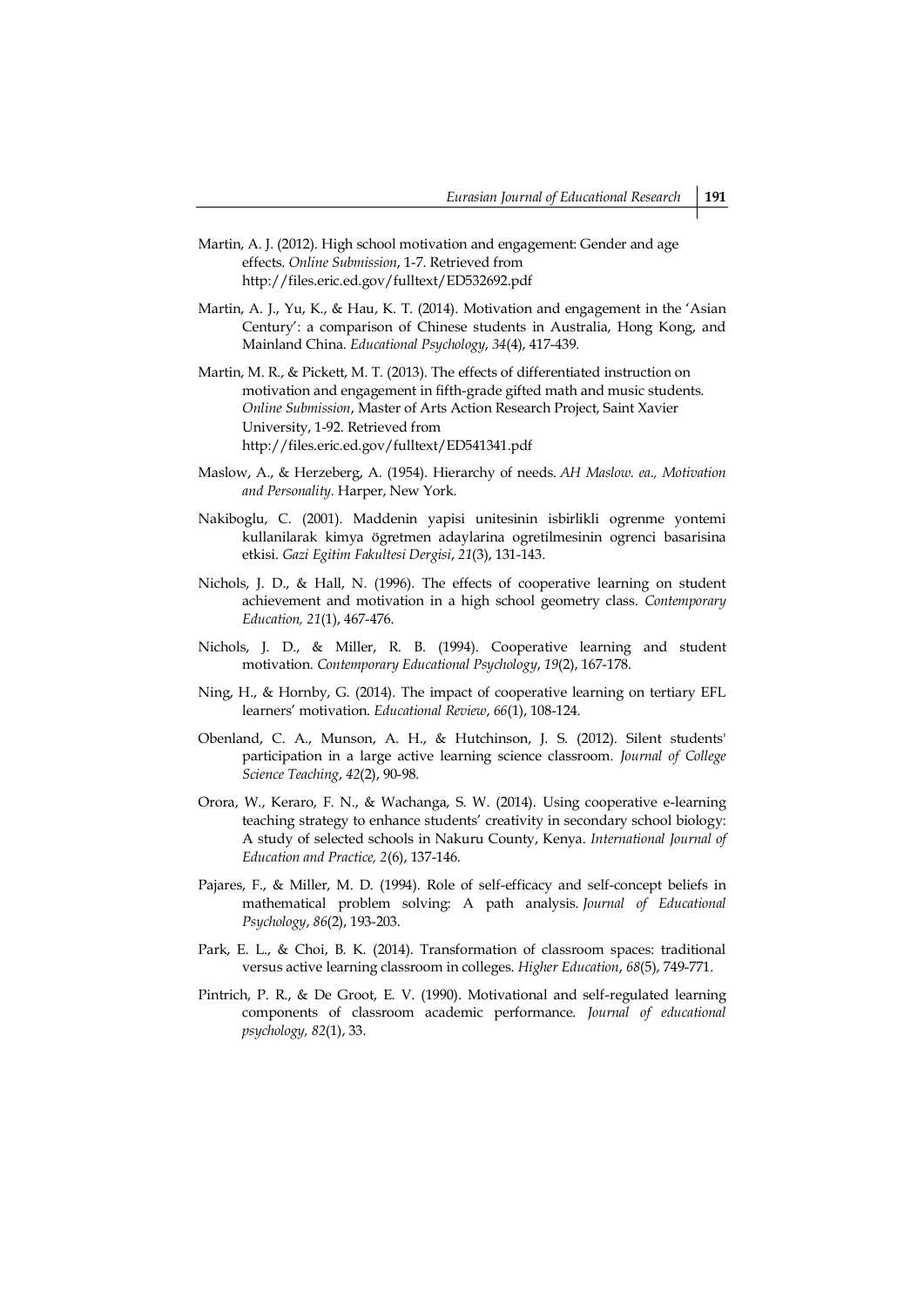Martin, A. J. (2012). High school motivation and engagement: Gender and age effects. *Online Submission*, 1-7. Retrieved from http://files.eric.ed.gov/fulltext/ED532692.pdf

Martin, A. J., Yu, K., & Hau, K. T. (2014). Motivation and engagement in the 'Asian Century': a comparison of Chinese students in Australia, Hong Kong, and Mainland China. *Educational Psychology*, *34*(4), 417-439.

Martin, M. R., & Pickett, M. T. (2013). The effects of differentiated instruction on motivation and engagement in fifth-grade gifted math and music students. *Online Submission*, Master of Arts Action Research Project, Saint Xavier University, 1-92. Retrieved from http://files.eric.ed.gov/fulltext/ED541341.pdf

Maslow, A., & Herzeberg, A. (1954). Hierarchy of needs. *AH Maslow. ea., Motivation and Personality*. Harper, New York.

Nakiboglu, C. (2001). Maddenin yapisi unitesinin isbirlikli ogrenme yontemi kullanilarak kimya ögretmen adaylarina ogretilmesinin ogrenci basarisina etkisi. *Gazi Egitim Fakultesi Dergisi*, *21*(3), 131-143.

Nichols, J. D., & Hall, N. (1996). The effects of cooperative learning on student achievement and motivation in a high school geometry class. *Contemporary Education, 21*(1), 467-476.

Nichols, J. D., & Miller, R. B. (1994). Cooperative learning and student motivation. *Contemporary Educational Psychology*, *19*(2), 167-178.

Ning, H., & Hornby, G. (2014). The impact of cooperative learning on tertiary EFL learners' motivation. *Educational Review*, *66*(1), 108-124.

Obenland, C. A., Munson, A. H., & Hutchinson, J. S. (2012). Silent students' participation in a large active learning science classroom. *Journal of College Science Teaching*, *42*(2), 90-98.

Orora, W., Keraro, F. N., & Wachanga, S. W. (2014). Using cooperative e-learning teaching strategy to enhance students' creativity in secondary school biology: A study of selected schools in Nakuru County, Kenya. *International Journal of Education and Practice, 2*(6), 137-146.

Pajares, F., & Miller, M. D. (1994). Role of self-efficacy and self-concept beliefs in mathematical problem solving: A path analysis. *Journal of Educational Psychology*, *86*(2), 193-203.

Park, E. L., & Choi, B. K. (2014). Transformation of classroom spaces: traditional versus active learning classroom in colleges. *Higher Education*, *68*(5), 749-771.

Pintrich, P. R., & De Groot, E. V. (1990). Motivational and self-regulated learning components of classroom academic performance. *Journal of educational psychology, 82*(1), 33.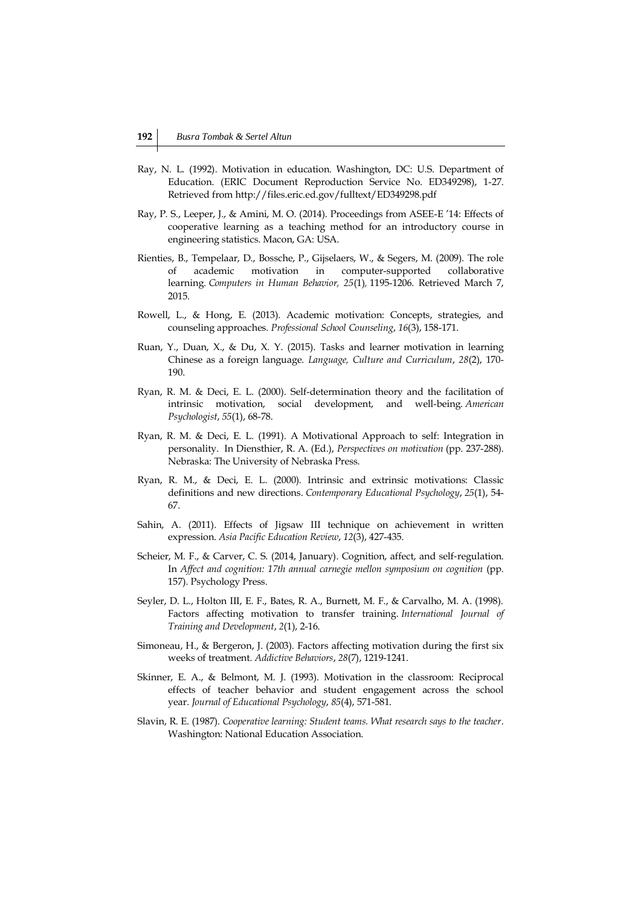Ray, N. L. (1992). Motivation in education. Washington, DC: U.S. Department of Education. (ERIC Document Reproduction Service No. ED349298), 1-27. Retrieved from http://files.eric.ed.gov/fulltext/ED349298.pdf

Ray, P. S., Leeper, J., & Amini, M. O. (2014). Proceedings from ASEE-E '14: Effects of cooperative learning as a teaching method for an introductory course in engineering statistics. Macon, GA: USA.

Rienties, B., Tempelaar, D., Bossche, P., Gijselaers, W., & Segers, M. (2009). The role of academic motivation in computer-supported collaborative learning. *Computers in Human Behavior, 25*(1), 1195-1206. Retrieved March 7, 2015.

Rowell, L., & Hong, E. (2013). Academic motivation: Concepts, strategies, and counseling approaches. *Professional School Counseling*, *16*(3), 158-171.

Ruan, Y., Duan, X., & Du, X. Y. (2015). Tasks and learner motivation in learning Chinese as a foreign language. *Language, Culture and Curriculum*, *28*(2), 170-190.

Ryan, R. M. & Deci, E. L. (2000). Self-determination theory and the facilitation of intrinsic motivation, social development, and well-being. *American Psychologist*, *55*(1), 68-78.

Ryan, R. M. & Deci, E. L. (1991). A Motivational Approach to self: Integration in personality. In Diensthier, R. A. (Ed.), *Perspectives on motivation* (pp. 237-288). Nebraska: The University of Nebraska Press.

Ryan, R. M., & Deci, E. L. (2000). Intrinsic and extrinsic motivations: Classic definitions and new directions. *Contemporary Educational Psychology*, *25*(1), 54-67.

Sahin, A. (2011). Effects of Jigsaw III technique on achievement in written expression. *Asia Pacific Education Review*, *12*(3), 427-435.

Scheier, M. F., & Carver, C. S. (2014, January). Cognition, affect, and self-regulation. In *Affect and cognition: 17th annual carnegie mellon symposium on cognition* (pp. 157). Psychology Press.

Seyler, D. L., Holton III, E. F., Bates, R. A., Burnett, M. F., & Carvalho, M. A. (1998). Factors affecting motivation to transfer training. *International Journal of Training and Development*, *2*(1), 2-16.

Simoneau, H., & Bergeron, J. (2003). Factors affecting motivation during the first six weeks of treatment. *Addictive Behaviors*, *28*(7), 1219-1241.

Skinner, E. A., & Belmont, M. J. (1993). Motivation in the classroom: Reciprocal effects of teacher behavior and student engagement across the school year. *Journal of Educational Psychology*, *85*(4), 571-581.

Slavin, R. E. (1987). *Cooperative learning: Student teams. What research says to the teacher*. Washington: National Education Association.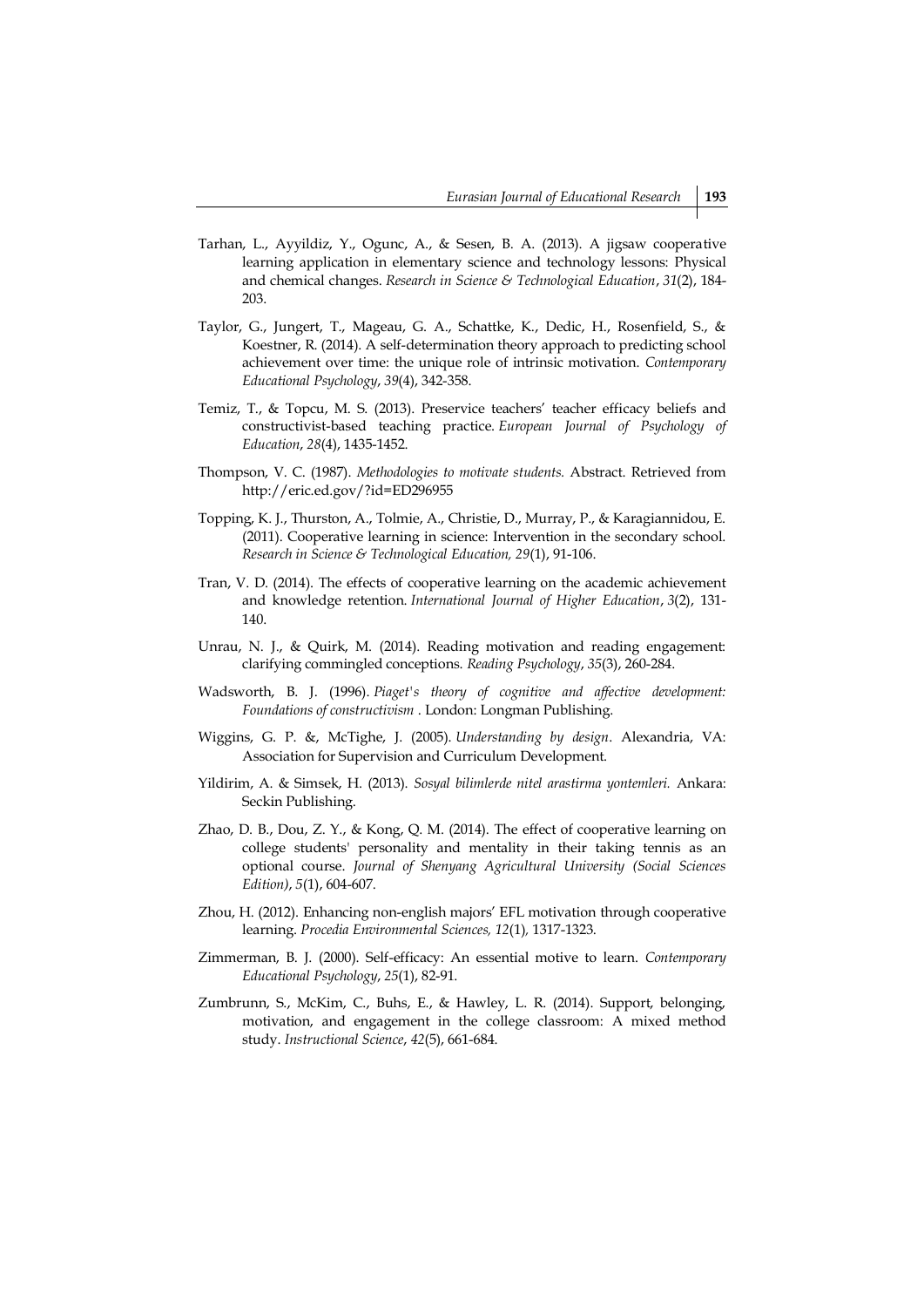Tarhan, L., Ayyildiz, Y., Ogunc, A., & Sesen, B. A. (2013). A jigsaw cooperative learning application in elementary science and technology lessons: Physical and chemical changes. *Research in Science & Technological Education*, *31*(2), 184-203.

Taylor, G., Jungert, T., Mageau, G. A., Schattke, K., Dedic, H., Rosenfield, S., & Koestner, R. (2014). A self-determination theory approach to predicting school achievement over time: the unique role of intrinsic motivation. *Contemporary Educational Psychology*, *39*(4), 342-358.

Temiz, T., & Topcu, M. S. (2013). Preservice teachers' teacher efficacy beliefs and constructivist-based teaching practice. *European Journal of Psychology of Education*, *28*(4), 1435-1452.

Thompson, V. C. (1987). *Methodologies to motivate students.* Abstract. Retrieved from http://eric.ed.gov/?id=ED296955

Topping, K. J., Thurston, A., Tolmie, A., Christie, D., Murray, P., & Karagiannidou, E. (2011). Cooperative learning in science: Intervention in the secondary school. *Research in Science & Technological Education, 29*(1), 91-106.

Tran, V. D. (2014). The effects of cooperative learning on the academic achievement and knowledge retention. *International Journal of Higher Education*, *3*(2), 131-140.

Unrau, N. J., & Quirk, M. (2014). Reading motivation and reading engagement: clarifying commingled conceptions. *Reading Psychology*, *35*(3), 260-284.

Wadsworth, B. J. (1996). *Piaget's theory of cognitive and affective development: Foundations of constructivism* . London: Longman Publishing.

Wiggins, G. P. &, McTighe, J. (2005). *Understanding by design*. Alexandria, VA: Association for Supervision and Curriculum Development.

Yildirim, A. & Simsek, H. (2013). *Sosyal bilimlerde nitel arastirma yontemleri.* Ankara: Seckin Publishing.

Zhao, D. B., Dou, Z. Y., & Kong, Q. M. (2014). The effect of cooperative learning on college students' personality and mentality in their taking tennis as an optional course. *Journal of Shenyang Agricultural University (Social Sciences Edition)*, *5*(1), 604-607.

Zhou, H. (2012). Enhancing non-english majors' EFL motivation through cooperative learning. *Procedia Environmental Sciences, 12*(1)*,* 1317-1323.

Zimmerman, B. J. (2000). Self-efficacy: An essential motive to learn. *Contemporary Educational Psychology*, *25*(1), 82-91.

Zumbrunn, S., McKim, C., Buhs, E., & Hawley, L. R. (2014). Support, belonging, motivation, and engagement in the college classroom: A mixed method study. *Instructional Science*, *42*(5), 661-684.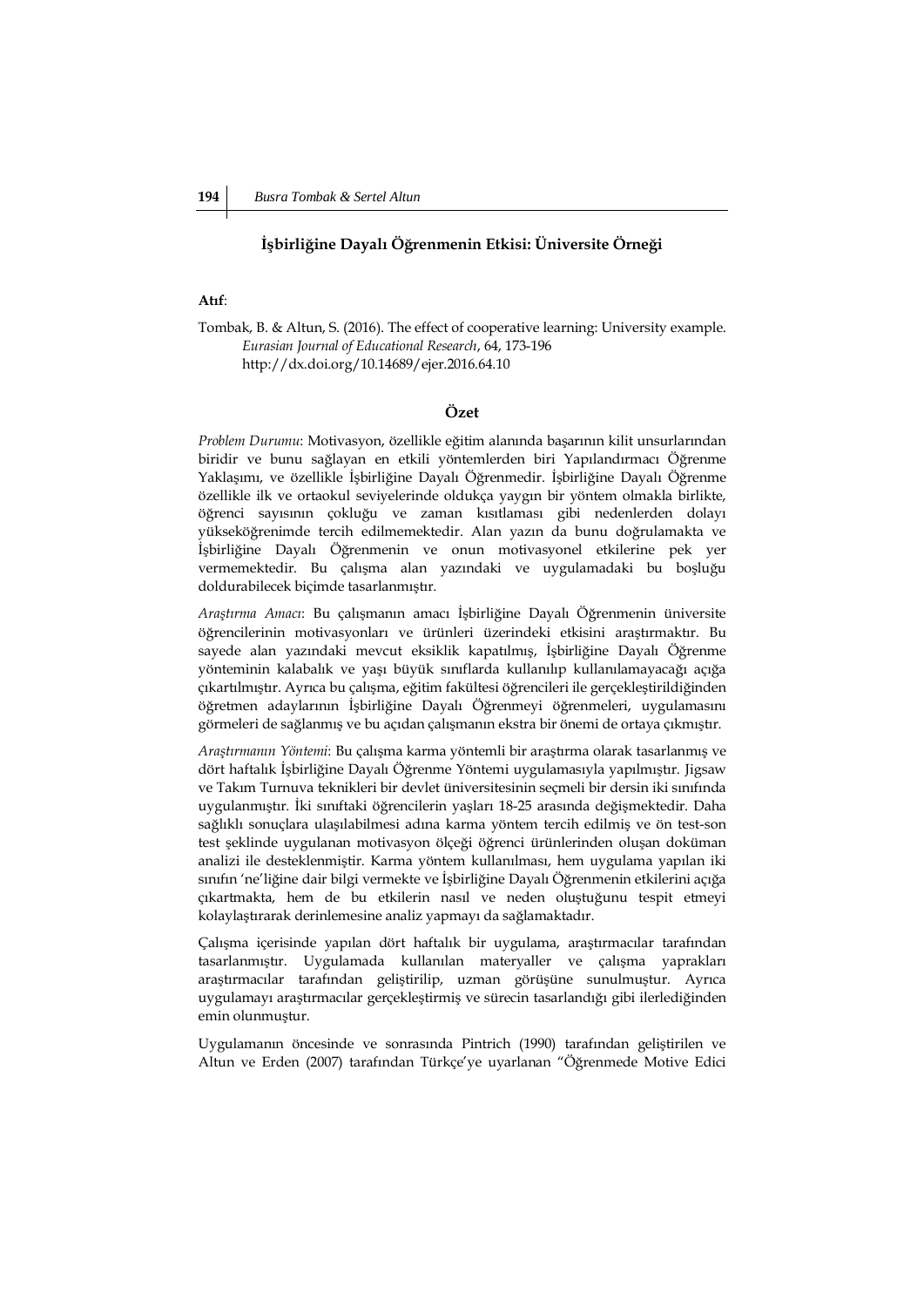## İşbirliğine Dayalı Öğrenmenin Etkisi: Üniversite Örneği

**Atıf**:

Tombak, B. & Altun, S. (2016). The effect of cooperative learning: University example. *Eurasian Journal of Educational Research*, 64, 173-196 http://dx.doi.org/10.14689/ejer.2016.64.10

### Özet

*Problem Durumu*: Motivasyon, özellikle eğitim alanında başarının kilit unsurlarından biridir ve bunu sağlayan en etkili yöntemlerden biri Yapılandırmacı Öğrenme Yaklaşımı, ve özellikle İşbirliğine Dayalı Öğrenmedir. İşbirliğine Dayalı Öğrenme özellikle ilk ve ortaokul seviyelerinde oldukça yaygın bir yöntem olmakla birlikte, öğrenci sayısının çokluğu ve zaman kısıtlaması gibi nedenlerden dolayı yükseköğrenimde tercih edilmemektedir. Alan yazın da bunu doğrulamakta ve İşbirliğine Dayalı Öğrenmenin ve onun motivasyonel etkilerine pek yer vermemektedir. Bu çalışma alan yazındaki ve uygulamadaki bu boşluğu doldurabilecek biçimde tasarlanmıştır.

*Araştırma Amacı*: Bu çalışmanın amacı İşbirliğine Dayalı Öğrenmenin üniversite öğrencilerinin motivasyonları ve ürünleri üzerindeki etkisini araştırmaktır. Bu sayede alan yazındaki mevcut eksiklik kapatılmış, İşbirliğine Dayalı Öğrenme yönteminin kalabalık ve yaşı büyük sınıflarda kullanılıp kullanılamayacağı açığa çıkartılmıştır. Ayrıca bu çalışma, eğitim fakültesi öğrencileri ile gerçekleştirildiğinden öğretmen adaylarının İşbirliğine Dayalı Öğrenmeyi öğrenmeleri, uygulamasını görmeleri de sağlanmış ve bu açıdan çalışmanın ekstra bir önemi de ortaya çıkmıştır.

*Araştırmanın Yöntemi*: Bu çalışma karma yöntemli bir araştırma olarak tasarlanmış ve dört haftalık İşbirliğine Dayalı Öğrenme Yöntemi uygulamasıyla yapılmıştır. Jigsaw ve Takım Turnuva teknikleri bir devlet üniversitesinin seçmeli bir dersin iki sınıfında uygulanmıştır. İki sınıftaki öğrencilerin yaşları 18-25 arasında değişmektedir. Daha sağlıklı sonuçlara ulaşılabilmesi adına karma yöntem tercih edilmiş ve ön test-son test şeklinde uygulanan motivasyon ölçeği öğrenci ürünlerinden oluşan doküman analizi ile desteklenmiştir. Karma yöntem kullanılması, hem uygulama yapılan iki sınıfın 'ne'liğine dair bilgi vermekte ve İşbirliğine Dayalı Öğrenmenin etkilerini açığa çıkartmakta, hem de bu etkilerin nasıl ve neden oluştuğunu tespit etmeyi kolaylaştırarak derinlemesine analiz yapmayı da sağlamaktadır.

Çalışma içerisinde yapılan dört haftalık bir uygulama, araştırmacılar tarafından tasarlanmıştır. Uygulamada kullanılan materyaller ve çalışma yaprakları araştırmacılar tarafından geliştirilip, uzman görüşüne sunulmuştur. Ayrıca uygulamayı araştırmacılar gerçekleştirmiş ve sürecin tasarlandığı gibi ilerlediğinden emin olunmuştur.

Uygulamanın öncesinde ve sonrasında Pintrich (1990) tarafından geliştirilen ve Altun ve Erden (2007) tarafından Türkçe'ye uyarlanan "Öğrenmede Motive Edici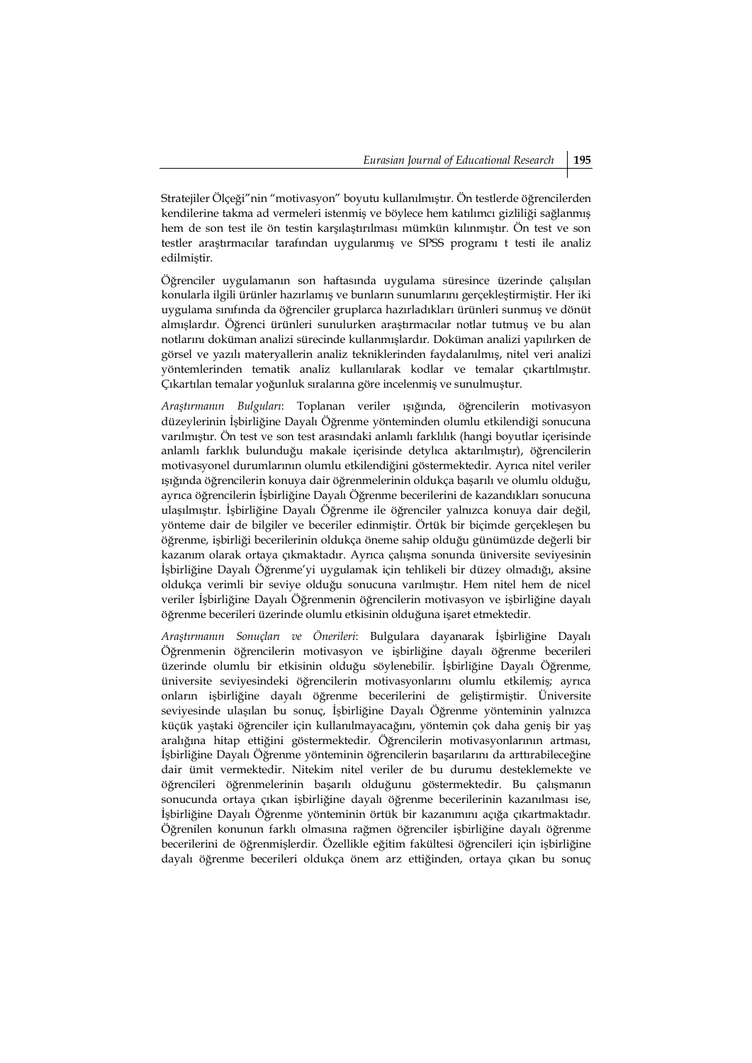Stratejiler Ölçeği"nin "motivasyon" boyutu kullanılmıştır. Ön testlerde öğrencilerden kendilerine takma ad vermeleri istenmiş ve böylece hem katılımcı gizliliği sağlanmış hem de son test ile ön testin karşılaştırılması mümkün kılınmıştır. Ön test ve son testler araştırmacılar tarafından uygulanmış ve SPSS programı t testi ile analiz edilmiştir.

Öğrenciler uygulamanın son haftasında uygulama süresince üzerinde çalışılan konularla ilgili ürünler hazırlamış ve bunların sunumlarını gerçekleştirmiştir. Her iki uygulama sınıfında da öğrenciler gruplarca hazırladıkları ürünleri sunmuş ve dönüt almışlardır. Öğrenci ürünleri sunulurken araştırmacılar notlar tutmuş ve bu alan notlarını doküman analizi sürecinde kullanmışlardır. Doküman analizi yapılırken de görsel ve yazılı materyallerin analiz tekniklerinden faydalanılmış, nitel veri analizi yöntemlerinden tematik analiz kullanılarak kodlar ve temalar çıkartılmıştır. Çıkartılan temalar yoğunluk sıralarına göre incelenmiş ve sunulmuştur.

*Araştırmanın Bulguları*: Toplanan veriler ışığında, öğrencilerin motivasyon düzeylerinin İşbirliğine Dayalı Öğrenme yönteminden olumlu etkilendiği sonucuna varılmıştır. Ön test ve son test arasındaki anlamlı farklılık (hangi boyutlar içerisinde anlamlı farklık bulunduğu makale içerisinde detylıca aktarılmıştır), öğrencilerin motivasyonel durumlarının olumlu etkilendiğini göstermektedir. Ayrıca nitel veriler ışığında öğrencilerin konuya dair öğrenmelerinin oldukça başarılı ve olumlu olduğu, ayrıca öğrencilerin İşbirliğine Dayalı Öğrenme becerilerini de kazandıkları sonucuna ulaşılmıştır. İşbirliğine Dayalı Öğrenme ile öğrenciler yalnızca konuya dair değil, yönteme dair de bilgiler ve beceriler edinmiştir. Örtük bir biçimde gerçekleşen bu öğrenme, işbirliği becerilerinin oldukça öneme sahip olduğu günümüzde değerli bir kazanım olarak ortaya çıkmaktadır. Ayrıca çalışma sonunda üniversite seviyesinin İşbirliğine Dayalı Öğrenme'yi uygulamak için tehlikeli bir düzey olmadığı, aksine oldukça verimli bir seviye olduğu sonucuna varılmıştır. Hem nitel hem de nicel veriler İşbirliğine Dayalı Öğrenmenin öğrencilerin motivasyon ve işbirliğine dayalı öğrenme becerileri üzerinde olumlu etkisinin olduğuna işaret etmektedir.

*Araştırmanın Sonuçları ve Önerileri*: Bulgulara dayanarak İşbirliğine Dayalı Öğrenmenin öğrencilerin motivasyon ve işbirliğine dayalı öğrenme becerileri üzerinde olumlu bir etkisinin olduğu söylenebilir. İşbirliğine Dayalı Öğrenme, üniversite seviyesindeki öğrencilerin motivasyonlarını olumlu etkilemiş; ayrıca onların işbirliğine dayalı öğrenme becerilerini de geliştirmiştir. Üniversite seviyesinde ulaşılan bu sonuç, İşbirliğine Dayalı Öğrenme yönteminin yalnızca küçük yaştaki öğrenciler için kullanılmayacağını, yöntemin çok daha geniş bir yaş aralığına hitap ettiğini göstermektedir. Öğrencilerin motivasyonlarının artması, İşbirliğine Dayalı Öğrenme yönteminin öğrencilerin başarılarını da arttırabileceğine dair ümit vermektedir. Nitekim nitel veriler de bu durumu desteklemekte ve öğrencileri öğrenmelerinin başarılı olduğunu göstermektedir. Bu çalışmanın sonucunda ortaya çıkan işbirliğine dayalı öğrenme becerilerinin kazanılması ise, İşbirliğine Dayalı Öğrenme yönteminin örtük bir kazanımını açığa çıkartmaktadır. Öğrenilen konunun farklı olmasına rağmen öğrenciler işbirliğine dayalı öğrenme becerilerini de öğrenmişlerdir. Özellikle eğitim fakültesi öğrencileri için işbirliğine dayalı öğrenme becerileri oldukça önem arz ettiğinden, ortaya çıkan bu sonuç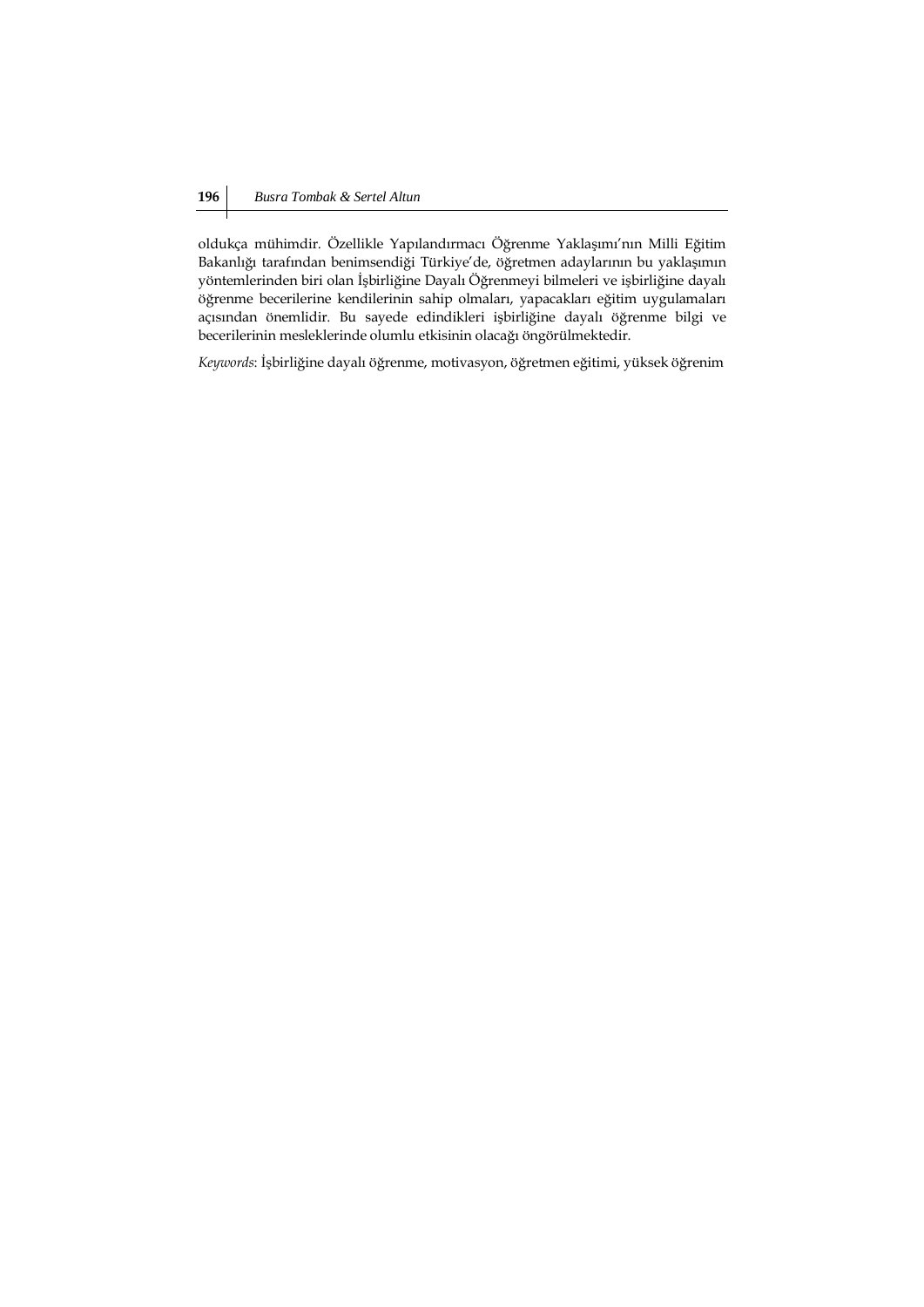oldukça mühimdir. Özellikle Yapılandırmacı Öğrenme Yaklaşımı'nın Milli Eğitim Bakanlığı tarafından benimsendiği Türkiye'de, öğretmen adaylarının bu yaklaşımın yöntemlerinden biri olan İşbirliğine Dayalı Öğrenmeyi bilmeleri ve işbirliğine dayalı öğrenme becerilerine kendilerinin sahip olmaları, yapacakları eğitim uygulamaları açısından önemlidir. Bu sayede edindikleri işbirliğine dayalı öğrenme bilgi ve becerilerinin mesleklerinde olumlu etkisinin olacağı öngörülmektedir.

*Keywords*: İşbirliğine dayalı öğrenme, motivasyon, öğretmen eğitimi, yüksek öğrenim